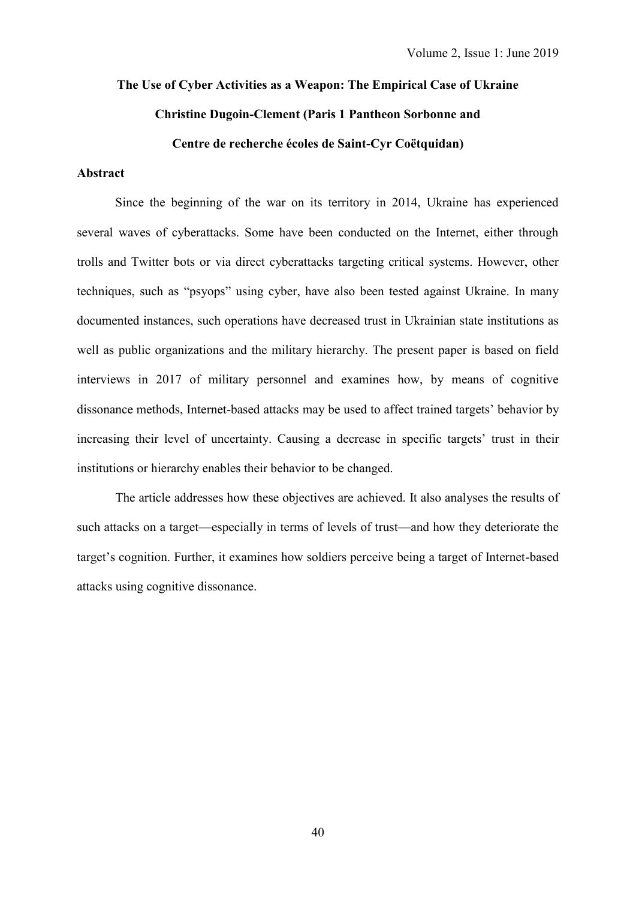# The Use of Cyber Activities as a Weapon: The Empirical Case of Ukraine

**Christine Dugoin-Clement (Paris 1 Pantheon Sorbonne and Centre de recherche écoles de Saint-Cyr Coëtquidan)**

## Abstract

Since the beginning of the war on its territory in 2014, Ukraine has experienced several waves of cyberattacks. Some have been conducted on the Internet, either through trolls and Twitter bots or via direct cyberattacks targeting critical systems. However, other techniques, such as "psyops" using cyber, have also been tested against Ukraine. In many documented instances, such operations have decreased trust in Ukrainian state institutions as well as public organizations and the military hierarchy. The present paper is based on field interviews in 2017 of military personnel and examines how, by means of cognitive dissonance methods, Internet-based attacks may be used to affect trained targets' behavior by increasing their level of uncertainty. Causing a decrease in specific targets' trust in their institutions or hierarchy enables their behavior to be changed.

The article addresses how these objectives are achieved. It also analyses the results of such attacks on a target—especially in terms of levels of trust—and how they deteriorate the target's cognition. Further, it examines how soldiers perceive being a target of Internet-based attacks using cognitive dissonance.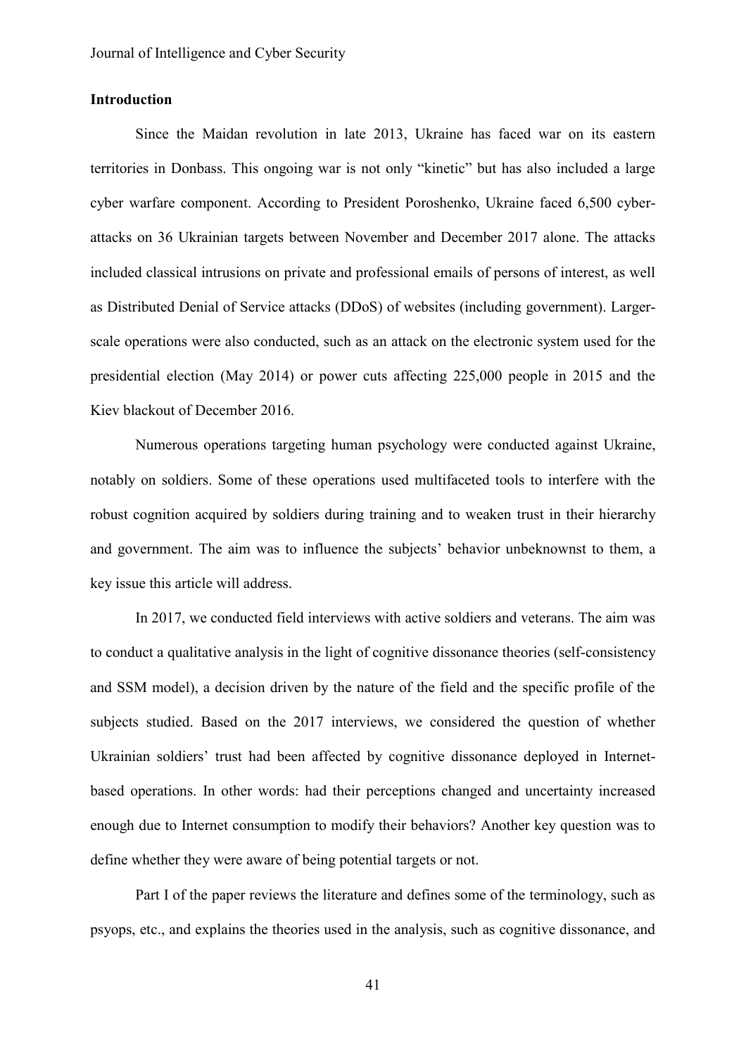## Introduction

Since the Maidan revolution in late 2013, Ukraine has faced war on its eastern territories in Donbass. This ongoing war is not only "kinetic" but has also included a large cyber warfare component. According to President Poroshenko, Ukraine faced 6,500 cyber-attacks on 36 Ukrainian targets between November and December 2017 alone. The attacks included classical intrusions on private and professional emails of persons of interest, as well as Distributed Denial of Service attacks (DDoS) of websites (including government). Larger-scale operations were also conducted, such as an attack on the electronic system used for the presidential election (May 2014) or power cuts affecting 225,000 people in 2015 and the Kiev blackout of December 2016.

Numerous operations targeting human psychology were conducted against Ukraine, notably on soldiers. Some of these operations used multifaceted tools to interfere with the robust cognition acquired by soldiers during training and to weaken trust in their hierarchy and government. The aim was to influence the subjects' behavior unbeknownst to them, a key issue this article will address.

In 2017, we conducted field interviews with active soldiers and veterans. The aim was to conduct a qualitative analysis in the light of cognitive dissonance theories (self-consistency and SSM model), a decision driven by the nature of the field and the specific profile of the subjects studied. Based on the 2017 interviews, we considered the question of whether Ukrainian soldiers' trust had been affected by cognitive dissonance deployed in Internet-based operations. In other words: had their perceptions changed and uncertainty increased enough due to Internet consumption to modify their behaviors? Another key question was to define whether they were aware of being potential targets or not.

Part I of the paper reviews the literature and defines some of the terminology, such as psyops, etc., and explains the theories used in the analysis, such as cognitive dissonance, and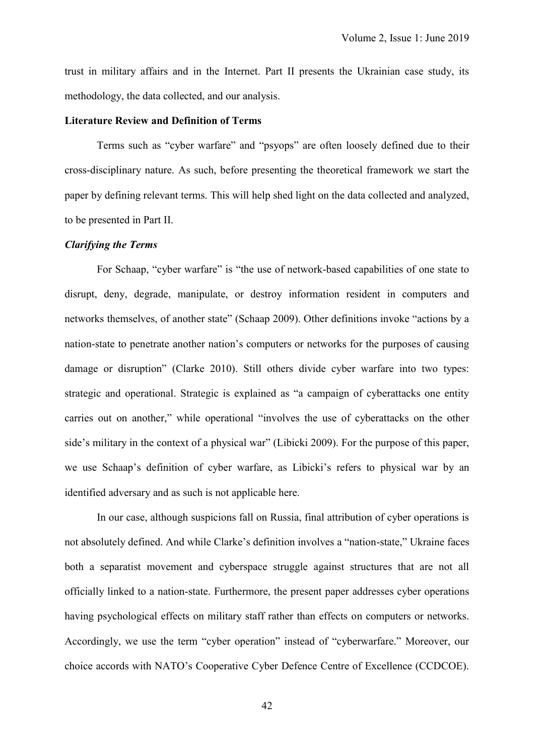trust in military affairs and in the Internet. Part II presents the Ukrainian case study, its methodology, the data collected, and our analysis.

**Literature Review and Definition of Terms**

Terms such as "cyber warfare" and "psyops" are often loosely defined due to their cross-disciplinary nature. As such, before presenting the theoretical framework we start the paper by defining relevant terms. This will help shed light on the data collected and analyzed, to be presented in Part II.

***Clarifying the Terms***

For Schaap, "cyber warfare" is "the use of network-based capabilities of one state to disrupt, deny, degrade, manipulate, or destroy information resident in computers and networks themselves, of another state" (Schaap 2009). Other definitions invoke "actions by a nation-state to penetrate another nation's computers or networks for the purposes of causing damage or disruption" (Clarke 2010). Still others divide cyber warfare into two types: strategic and operational. Strategic is explained as "a campaign of cyberattacks one entity carries out on another," while operational "involves the use of cyberattacks on the other side's military in the context of a physical war" (Libicki 2009). For the purpose of this paper, we use Schaap's definition of cyber warfare, as Libicki's refers to physical war by an identified adversary and as such is not applicable here.

In our case, although suspicions fall on Russia, final attribution of cyber operations is not absolutely defined. And while Clarke's definition involves a "nation-state," Ukraine faces both a separatist movement and cyberspace struggle against structures that are not all officially linked to a nation-state. Furthermore, the present paper addresses cyber operations having psychological effects on military staff rather than effects on computers or networks. Accordingly, we use the term "cyber operation" instead of "cyberwarfare." Moreover, our choice accords with NATO's Cooperative Cyber Defence Centre of Excellence (CCDCOE).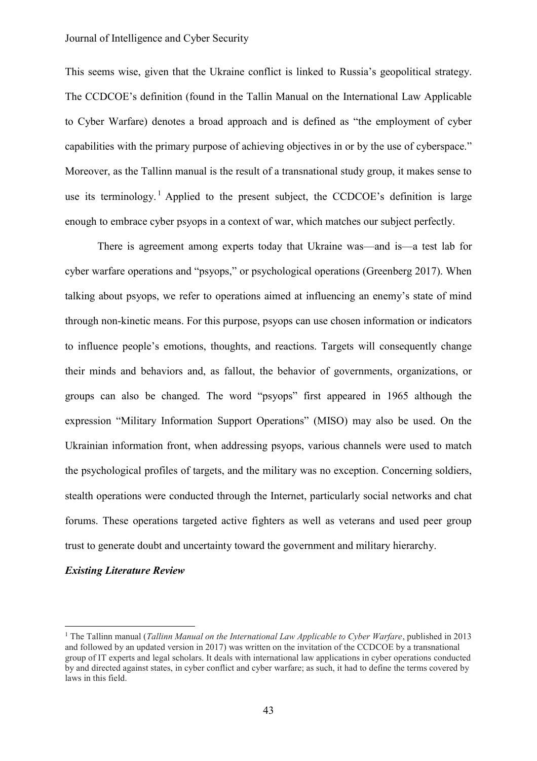This seems wise, given that the Ukraine conflict is linked to Russia's geopolitical strategy. The CCDCOE's definition (found in the Tallin Manual on the International Law Applicable to Cyber Warfare) denotes a broad approach and is defined as "the employment of cyber capabilities with the primary purpose of achieving objectives in or by the use of cyberspace." Moreover, as the Tallinn manual is the result of a transnational study group, it makes sense to use its terminology.[1] Applied to the present subject, the CCDCOE's definition is large enough to embrace cyber psyops in a context of war, which matches our subject perfectly.

There is agreement among experts today that Ukraine was—and is—a test lab for cyber warfare operations and "psyops," or psychological operations (Greenberg 2017). When talking about psyops, we refer to operations aimed at influencing an enemy's state of mind through non-kinetic means. For this purpose, psyops can use chosen information or indicators to influence people's emotions, thoughts, and reactions. Targets will consequently change their minds and behaviors and, as fallout, the behavior of governments, organizations, or groups can also be changed. The word "psyops" first appeared in 1965 although the expression "Military Information Support Operations" (MISO) may also be used. On the Ukrainian information front, when addressing psyops, various channels were used to match the psychological profiles of targets, and the military was no exception. Concerning soldiers, stealth operations were conducted through the Internet, particularly social networks and chat forums. These operations targeted active fighters as well as veterans and used peer group trust to generate doubt and uncertainty toward the government and military hierarchy.

***Existing Literature Review***

[1] The Tallinn manual (*Tallinn Manual on the International Law Applicable to Cyber Warfare*, published in 2013 and followed by an updated version in 2017) was written on the invitation of the CCDCOE by a transnational group of IT experts and legal scholars. It deals with international law applications in cyber operations conducted by and directed against states, in cyber conflict and cyber warfare; as such, it had to define the terms covered by laws in this field.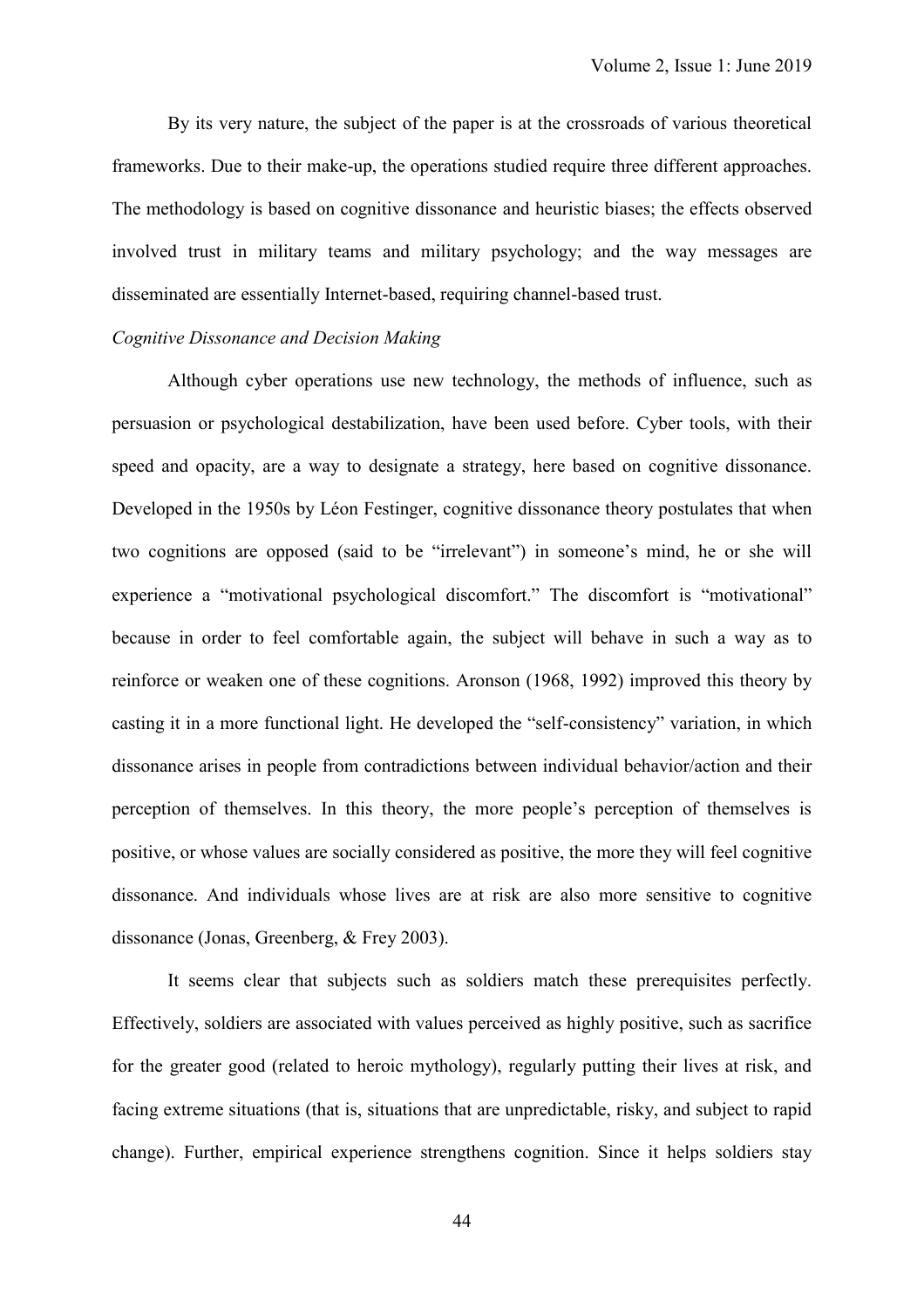By its very nature, the subject of the paper is at the crossroads of various theoretical frameworks. Due to their make-up, the operations studied require three different approaches. The methodology is based on cognitive dissonance and heuristic biases; the effects observed involved trust in military teams and military psychology; and the way messages are disseminated are essentially Internet-based, requiring channel-based trust.

*Cognitive Dissonance and Decision Making*

Although cyber operations use new technology, the methods of influence, such as persuasion or psychological destabilization, have been used before. Cyber tools, with their speed and opacity, are a way to designate a strategy, here based on cognitive dissonance. Developed in the 1950s by Léon Festinger, cognitive dissonance theory postulates that when two cognitions are opposed (said to be "irrelevant") in someone's mind, he or she will experience a "motivational psychological discomfort." The discomfort is "motivational" because in order to feel comfortable again, the subject will behave in such a way as to reinforce or weaken one of these cognitions. Aronson (1968, 1992) improved this theory by casting it in a more functional light. He developed the "self-consistency" variation, in which dissonance arises in people from contradictions between individual behavior/action and their perception of themselves. In this theory, the more people's perception of themselves is positive, or whose values are socially considered as positive, the more they will feel cognitive dissonance. And individuals whose lives are at risk are also more sensitive to cognitive dissonance (Jonas, Greenberg, & Frey 2003).

It seems clear that subjects such as soldiers match these prerequisites perfectly. Effectively, soldiers are associated with values perceived as highly positive, such as sacrifice for the greater good (related to heroic mythology), regularly putting their lives at risk, and facing extreme situations (that is, situations that are unpredictable, risky, and subject to rapid change). Further, empirical experience strengthens cognition. Since it helps soldiers stay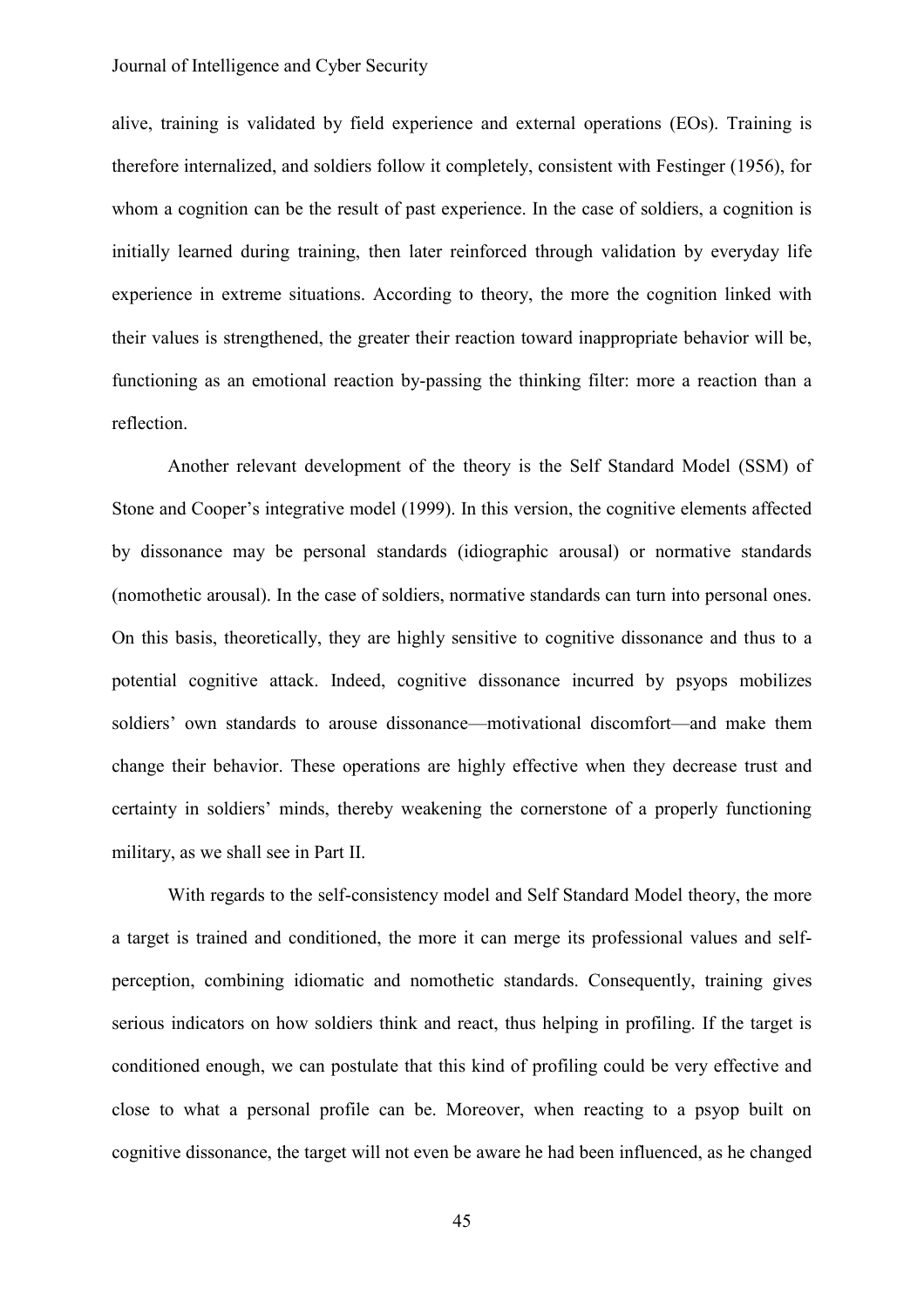alive, training is validated by field experience and external operations (EOs). Training is therefore internalized, and soldiers follow it completely, consistent with Festinger (1956), for whom a cognition can be the result of past experience. In the case of soldiers, a cognition is initially learned during training, then later reinforced through validation by everyday life experience in extreme situations. According to theory, the more the cognition linked with their values is strengthened, the greater their reaction toward inappropriate behavior will be, functioning as an emotional reaction by-passing the thinking filter: more a reaction than a reflection.

Another relevant development of the theory is the Self Standard Model (SSM) of Stone and Cooper's integrative model (1999). In this version, the cognitive elements affected by dissonance may be personal standards (idiographic arousal) or normative standards (nomothetic arousal). In the case of soldiers, normative standards can turn into personal ones. On this basis, theoretically, they are highly sensitive to cognitive dissonance and thus to a potential cognitive attack. Indeed, cognitive dissonance incurred by psyops mobilizes soldiers' own standards to arouse dissonance—motivational discomfort—and make them change their behavior. These operations are highly effective when they decrease trust and certainty in soldiers' minds, thereby weakening the cornerstone of a properly functioning military, as we shall see in Part II.

With regards to the self-consistency model and Self Standard Model theory, the more a target is trained and conditioned, the more it can merge its professional values and self-perception, combining idiomatic and nomothetic standards. Consequently, training gives serious indicators on how soldiers think and react, thus helping in profiling. If the target is conditioned enough, we can postulate that this kind of profiling could be very effective and close to what a personal profile can be. Moreover, when reacting to a psyop built on cognitive dissonance, the target will not even be aware he had been influenced, as he changed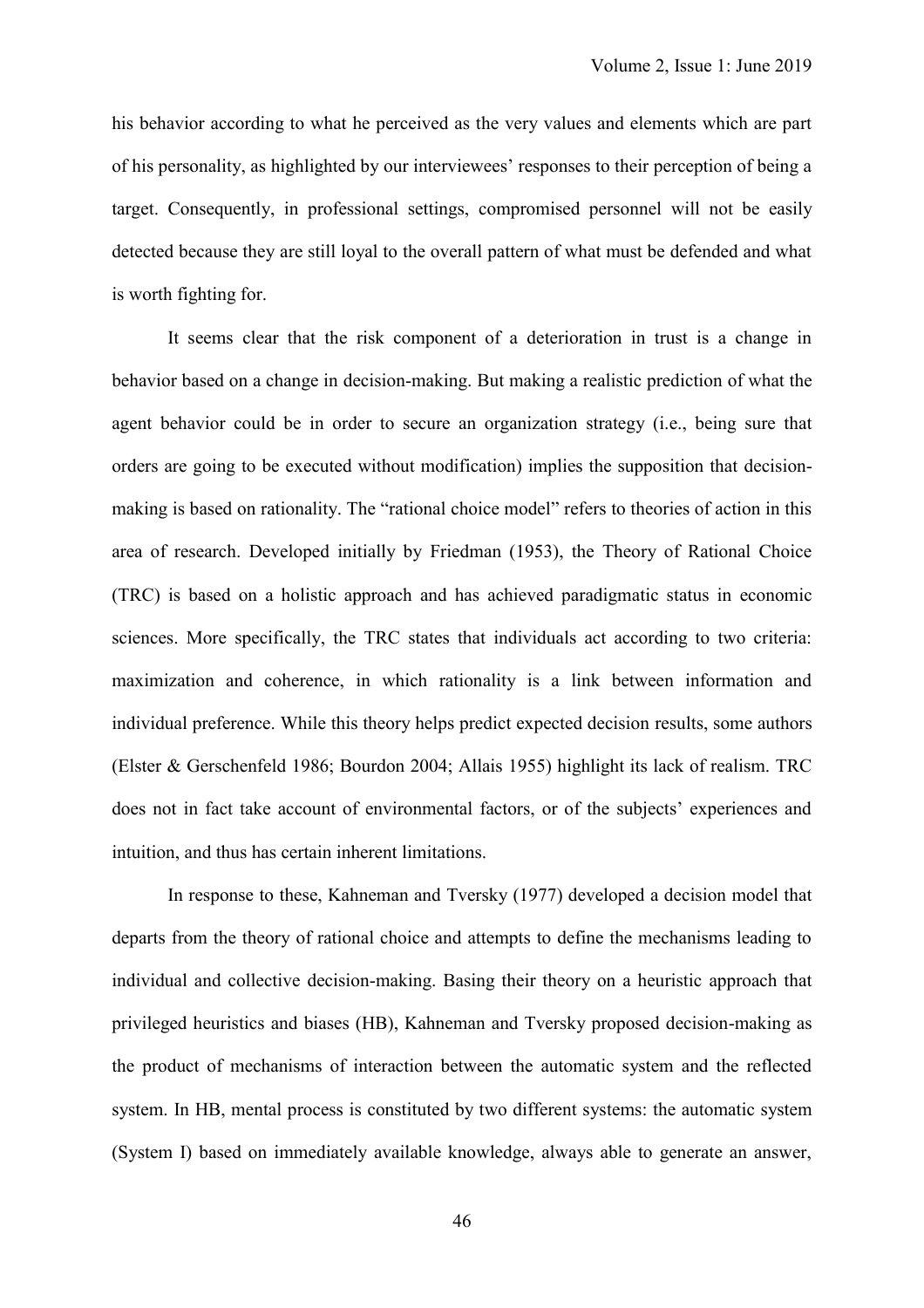his behavior according to what he perceived as the very values and elements which are part of his personality, as highlighted by our interviewees' responses to their perception of being a target. Consequently, in professional settings, compromised personnel will not be easily detected because they are still loyal to the overall pattern of what must be defended and what is worth fighting for.

It seems clear that the risk component of a deterioration in trust is a change in behavior based on a change in decision-making. But making a realistic prediction of what the agent behavior could be in order to secure an organization strategy (i.e., being sure that orders are going to be executed without modification) implies the supposition that decision-making is based on rationality. The "rational choice model" refers to theories of action in this area of research. Developed initially by Friedman (1953), the Theory of Rational Choice (TRC) is based on a holistic approach and has achieved paradigmatic status in economic sciences. More specifically, the TRC states that individuals act according to two criteria: maximization and coherence, in which rationality is a link between information and individual preference. While this theory helps predict expected decision results, some authors (Elster & Gerschenfeld 1986; Bourdon 2004; Allais 1955) highlight its lack of realism. TRC does not in fact take account of environmental factors, or of the subjects' experiences and intuition, and thus has certain inherent limitations.

In response to these, Kahneman and Tversky (1977) developed a decision model that departs from the theory of rational choice and attempts to define the mechanisms leading to individual and collective decision-making. Basing their theory on a heuristic approach that privileged heuristics and biases (HB), Kahneman and Tversky proposed decision-making as the product of mechanisms of interaction between the automatic system and the reflected system. In HB, mental process is constituted by two different systems: the automatic system (System I) based on immediately available knowledge, always able to generate an answer,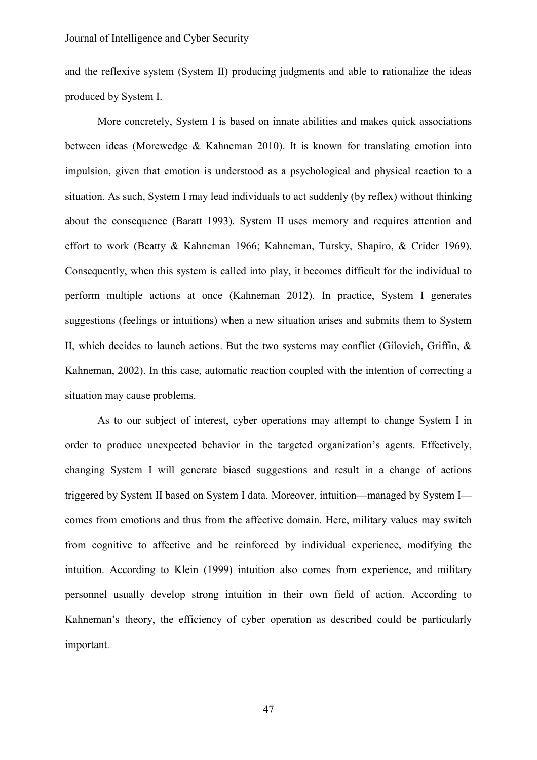and the reflexive system (System II) producing judgments and able to rationalize the ideas produced by System I.

More concretely, System I is based on innate abilities and makes quick associations between ideas (Morewedge & Kahneman 2010). It is known for translating emotion into impulsion, given that emotion is understood as a psychological and physical reaction to a situation. As such, System I may lead individuals to act suddenly (by reflex) without thinking about the consequence (Baratt 1993). System II uses memory and requires attention and effort to work (Beatty & Kahneman 1966; Kahneman, Tursky, Shapiro, & Crider 1969). Consequently, when this system is called into play, it becomes difficult for the individual to perform multiple actions at once (Kahneman 2012). In practice, System I generates suggestions (feelings or intuitions) when a new situation arises and submits them to System II, which decides to launch actions. But the two systems may conflict (Gilovich, Griffin, & Kahneman, 2002). In this case, automatic reaction coupled with the intention of correcting a situation may cause problems.

As to our subject of interest, cyber operations may attempt to change System I in order to produce unexpected behavior in the targeted organization's agents. Effectively, changing System I will generate biased suggestions and result in a change of actions triggered by System II based on System I data. Moreover, intuition—managed by System I—comes from emotions and thus from the affective domain. Here, military values may switch from cognitive to affective and be reinforced by individual experience, modifying the intuition. According to Klein (1999) intuition also comes from experience, and military personnel usually develop strong intuition in their own field of action. According to Kahneman's theory, the efficiency of cyber operation as described could be particularly important.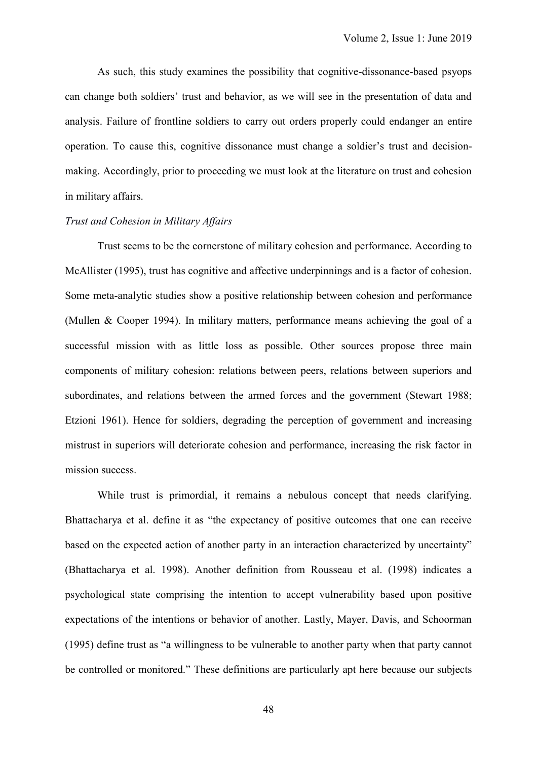As such, this study examines the possibility that cognitive-dissonance-based psyops can change both soldiers' trust and behavior, as we will see in the presentation of data and analysis. Failure of frontline soldiers to carry out orders properly could endanger an entire operation. To cause this, cognitive dissonance must change a soldier's trust and decision-making. Accordingly, prior to proceeding we must look at the literature on trust and cohesion in military affairs.

*Trust and Cohesion in Military Affairs*

Trust seems to be the cornerstone of military cohesion and performance. According to McAllister (1995), trust has cognitive and affective underpinnings and is a factor of cohesion. Some meta-analytic studies show a positive relationship between cohesion and performance (Mullen & Cooper 1994). In military matters, performance means achieving the goal of a successful mission with as little loss as possible. Other sources propose three main components of military cohesion: relations between peers, relations between superiors and subordinates, and relations between the armed forces and the government (Stewart 1988; Etzioni 1961). Hence for soldiers, degrading the perception of government and increasing mistrust in superiors will deteriorate cohesion and performance, increasing the risk factor in mission success.

While trust is primordial, it remains a nebulous concept that needs clarifying. Bhattacharya et al. define it as "the expectancy of positive outcomes that one can receive based on the expected action of another party in an interaction characterized by uncertainty" (Bhattacharya et al. 1998). Another definition from Rousseau et al. (1998) indicates a psychological state comprising the intention to accept vulnerability based upon positive expectations of the intentions or behavior of another. Lastly, Mayer, Davis, and Schoorman (1995) define trust as "a willingness to be vulnerable to another party when that party cannot be controlled or monitored." These definitions are particularly apt here because our subjects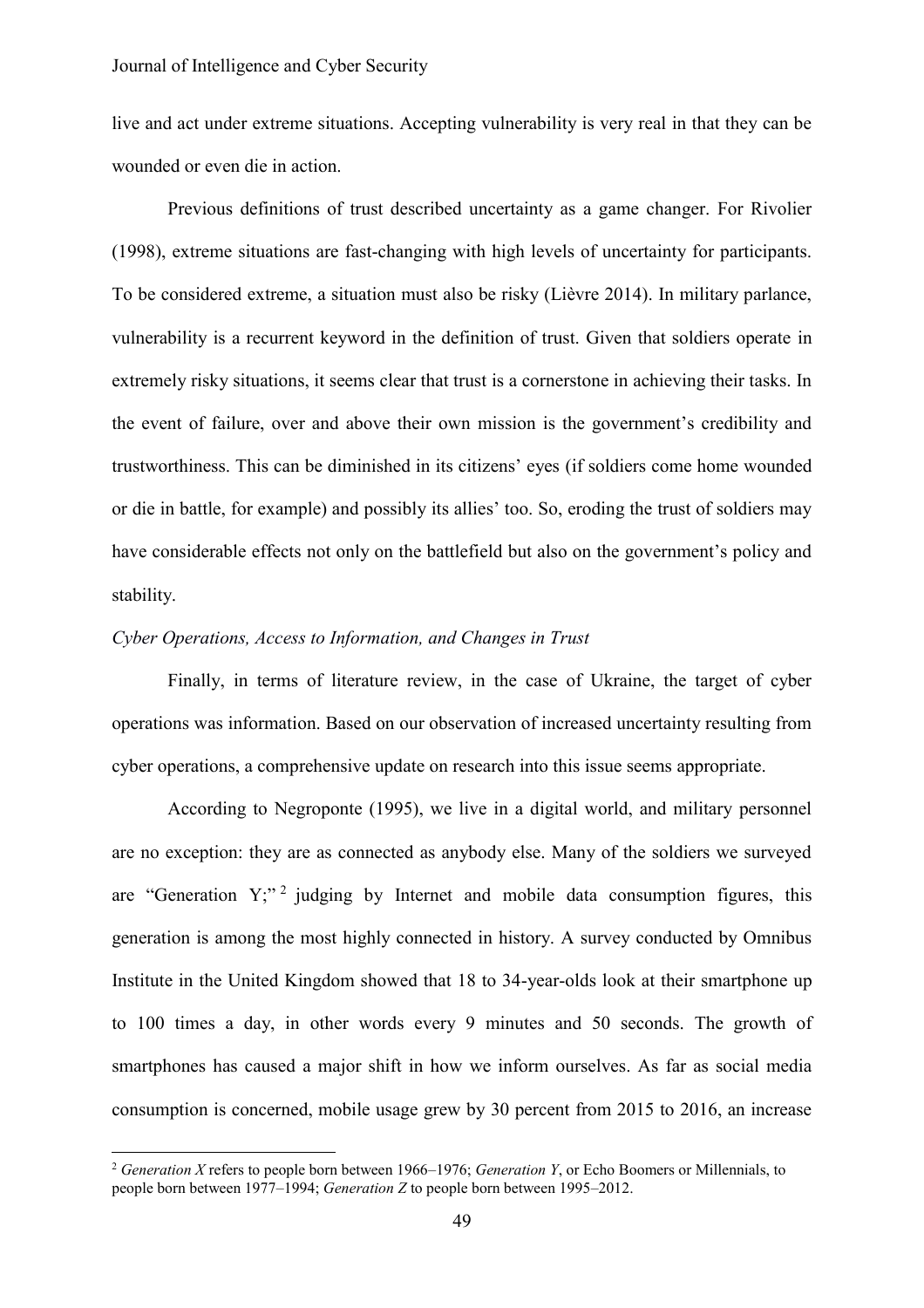live and act under extreme situations. Accepting vulnerability is very real in that they can be wounded or even die in action.

Previous definitions of trust described uncertainty as a game changer. For Rivolier (1998), extreme situations are fast-changing with high levels of uncertainty for participants. To be considered extreme, a situation must also be risky (Lièvre 2014). In military parlance, vulnerability is a recurrent keyword in the definition of trust. Given that soldiers operate in extremely risky situations, it seems clear that trust is a cornerstone in achieving their tasks. In the event of failure, over and above their own mission is the government's credibility and trustworthiness. This can be diminished in its citizens' eyes (if soldiers come home wounded or die in battle, for example) and possibly its allies' too. So, eroding the trust of soldiers may have considerable effects not only on the battlefield but also on the government's policy and stability.

*Cyber Operations, Access to Information, and Changes in Trust*

Finally, in terms of literature review, in the case of Ukraine, the target of cyber operations was information. Based on our observation of increased uncertainty resulting from cyber operations, a comprehensive update on research into this issue seems appropriate.

According to Negroponte (1995), we live in a digital world, and military personnel are no exception: they are as connected as anybody else. Many of the soldiers we surveyed are "Generation Y;"[2] judging by Internet and mobile data consumption figures, this generation is among the most highly connected in history. A survey conducted by Omnibus Institute in the United Kingdom showed that 18 to 34-year-olds look at their smartphone up to 100 times a day, in other words every 9 minutes and 50 seconds. The growth of smartphones has caused a major shift in how we inform ourselves. As far as social media consumption is concerned, mobile usage grew by 30 percent from 2015 to 2016, an increase

[2] *Generation X* refers to people born between 1966–1976; *Generation Y*, or Echo Boomers or Millennials, to people born between 1977–1994; *Generation Z* to people born between 1995–2012.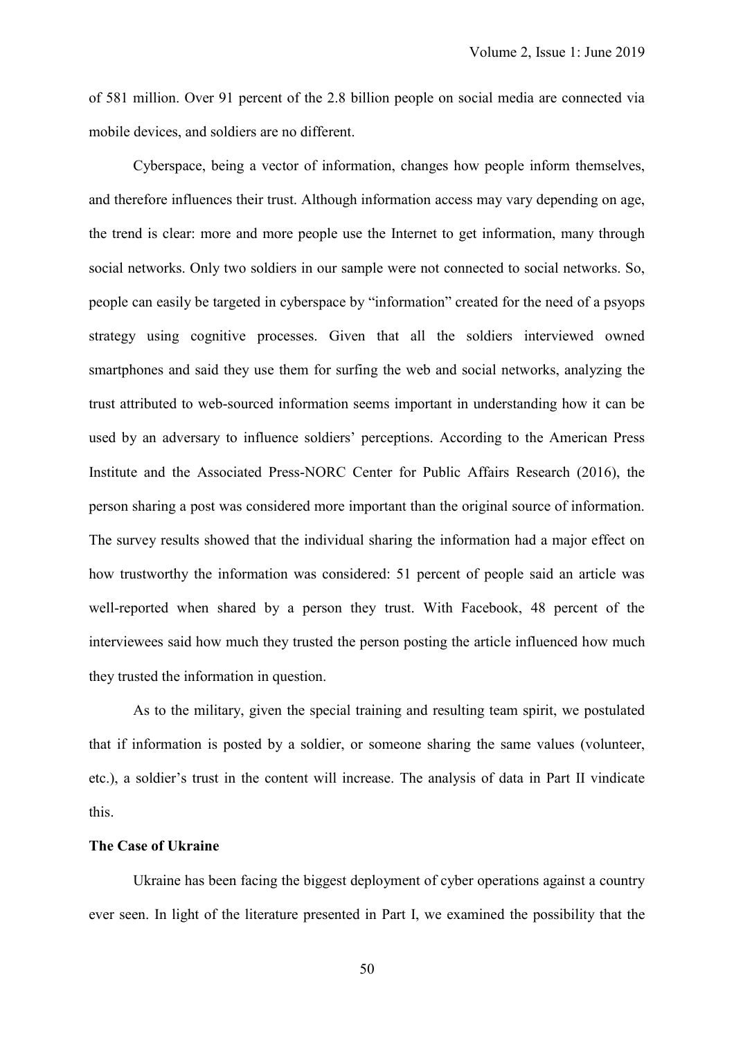of 581 million. Over 91 percent of the 2.8 billion people on social media are connected via mobile devices, and soldiers are no different.

Cyberspace, being a vector of information, changes how people inform themselves, and therefore influences their trust. Although information access may vary depending on age, the trend is clear: more and more people use the Internet to get information, many through social networks. Only two soldiers in our sample were not connected to social networks. So, people can easily be targeted in cyberspace by "information" created for the need of a psyops strategy using cognitive processes. Given that all the soldiers interviewed owned smartphones and said they use them for surfing the web and social networks, analyzing the trust attributed to web-sourced information seems important in understanding how it can be used by an adversary to influence soldiers' perceptions. According to the American Press Institute and the Associated Press-NORC Center for Public Affairs Research (2016), the person sharing a post was considered more important than the original source of information. The survey results showed that the individual sharing the information had a major effect on how trustworthy the information was considered: 51 percent of people said an article was well-reported when shared by a person they trust. With Facebook, 48 percent of the interviewees said how much they trusted the person posting the article influenced how much they trusted the information in question.

As to the military, given the special training and resulting team spirit, we postulated that if information is posted by a soldier, or someone sharing the same values (volunteer, etc.), a soldier's trust in the content will increase. The analysis of data in Part II vindicate this.

**The Case of Ukraine**

Ukraine has been facing the biggest deployment of cyber operations against a country ever seen. In light of the literature presented in Part I, we examined the possibility that the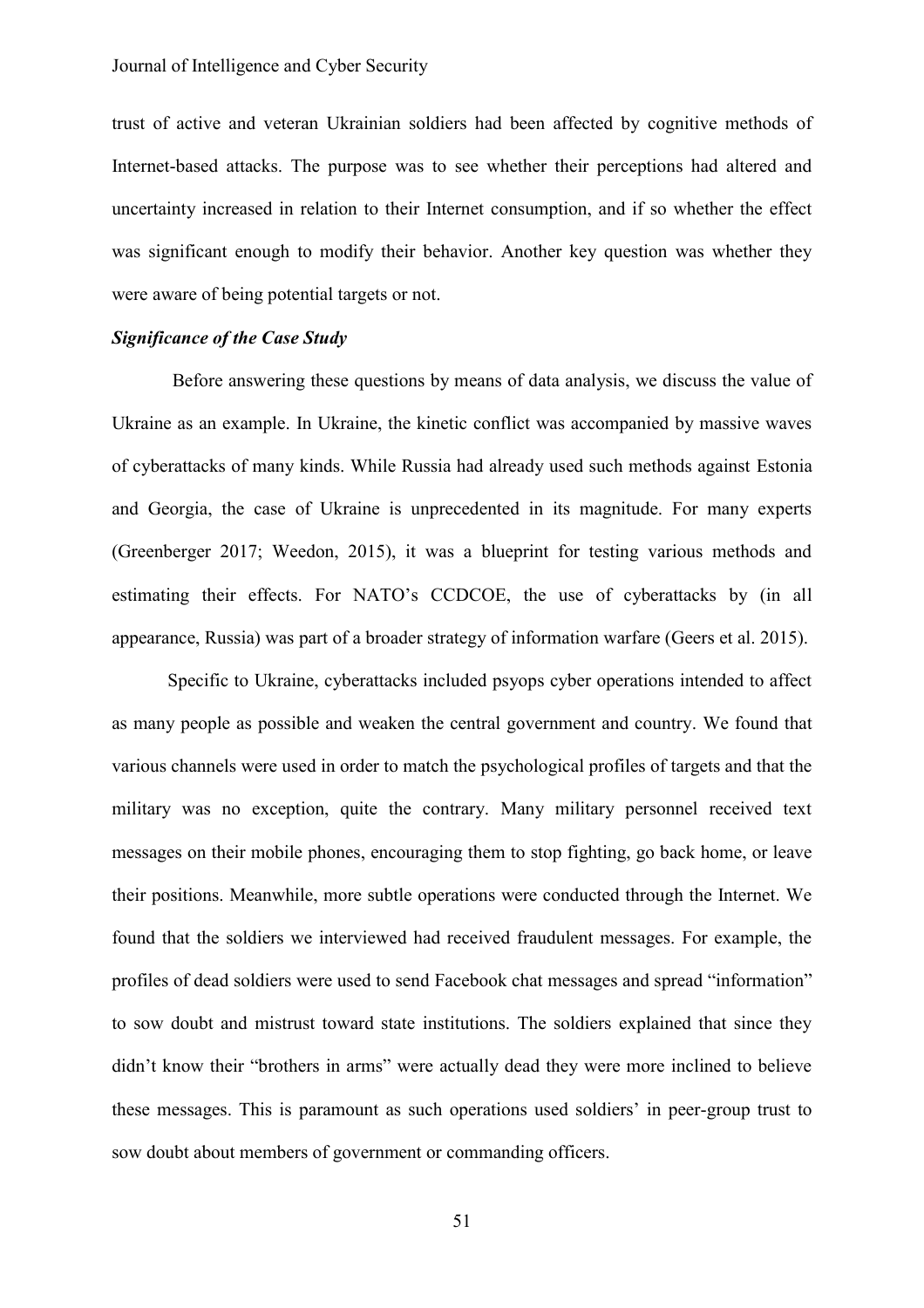trust of active and veteran Ukrainian soldiers had been affected by cognitive methods of Internet-based attacks. The purpose was to see whether their perceptions had altered and uncertainty increased in relation to their Internet consumption, and if so whether the effect was significant enough to modify their behavior. Another key question was whether they were aware of being potential targets or not.

***Significance of the Case Study***

Before answering these questions by means of data analysis, we discuss the value of Ukraine as an example. In Ukraine, the kinetic conflict was accompanied by massive waves of cyberattacks of many kinds. While Russia had already used such methods against Estonia and Georgia, the case of Ukraine is unprecedented in its magnitude. For many experts (Greenberger 2017; Weedon, 2015), it was a blueprint for testing various methods and estimating their effects. For NATO's CCDCOE, the use of cyberattacks by (in all appearance, Russia) was part of a broader strategy of information warfare (Geers et al. 2015).

Specific to Ukraine, cyberattacks included psyops cyber operations intended to affect as many people as possible and weaken the central government and country. We found that various channels were used in order to match the psychological profiles of targets and that the military was no exception, quite the contrary. Many military personnel received text messages on their mobile phones, encouraging them to stop fighting, go back home, or leave their positions. Meanwhile, more subtle operations were conducted through the Internet. We found that the soldiers we interviewed had received fraudulent messages. For example, the profiles of dead soldiers were used to send Facebook chat messages and spread "information" to sow doubt and mistrust toward state institutions. The soldiers explained that since they didn't know their "brothers in arms" were actually dead they were more inclined to believe these messages. This is paramount as such operations used soldiers' in peer-group trust to sow doubt about members of government or commanding officers.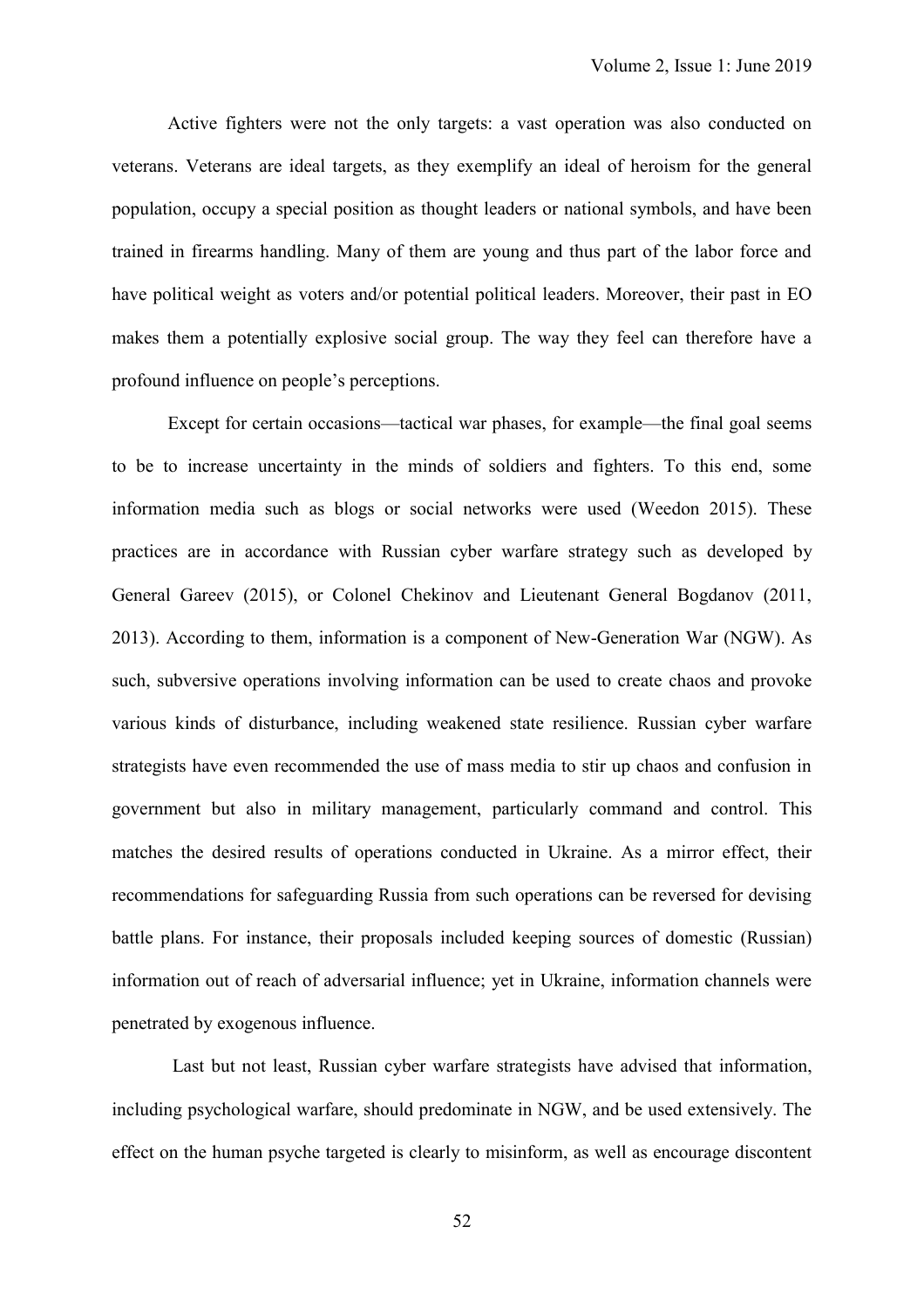Active fighters were not the only targets: a vast operation was also conducted on veterans. Veterans are ideal targets, as they exemplify an ideal of heroism for the general population, occupy a special position as thought leaders or national symbols, and have been trained in firearms handling. Many of them are young and thus part of the labor force and have political weight as voters and/or potential political leaders. Moreover, their past in EO makes them a potentially explosive social group. The way they feel can therefore have a profound influence on people's perceptions.

Except for certain occasions—tactical war phases, for example—the final goal seems to be to increase uncertainty in the minds of soldiers and fighters. To this end, some information media such as blogs or social networks were used (Weedon 2015). These practices are in accordance with Russian cyber warfare strategy such as developed by General Gareev (2015), or Colonel Chekinov and Lieutenant General Bogdanov (2011, 2013). According to them, information is a component of New-Generation War (NGW). As such, subversive operations involving information can be used to create chaos and provoke various kinds of disturbance, including weakened state resilience. Russian cyber warfare strategists have even recommended the use of mass media to stir up chaos and confusion in government but also in military management, particularly command and control. This matches the desired results of operations conducted in Ukraine. As a mirror effect, their recommendations for safeguarding Russia from such operations can be reversed for devising battle plans. For instance, their proposals included keeping sources of domestic (Russian) information out of reach of adversarial influence; yet in Ukraine, information channels were penetrated by exogenous influence.

Last but not least, Russian cyber warfare strategists have advised that information, including psychological warfare, should predominate in NGW, and be used extensively. The effect on the human psyche targeted is clearly to misinform, as well as encourage discontent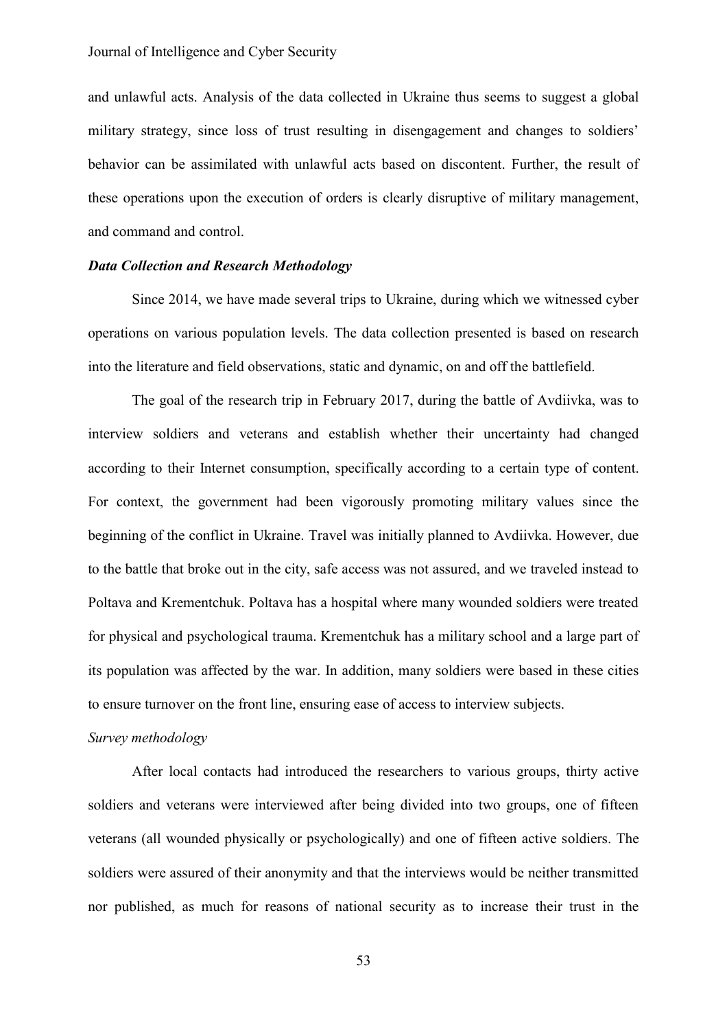and unlawful acts. Analysis of the data collected in Ukraine thus seems to suggest a global military strategy, since loss of trust resulting in disengagement and changes to soldiers' behavior can be assimilated with unlawful acts based on discontent. Further, the result of these operations upon the execution of orders is clearly disruptive of military management, and command and control.

***Data Collection and Research Methodology***

Since 2014, we have made several trips to Ukraine, during which we witnessed cyber operations on various population levels. The data collection presented is based on research into the literature and field observations, static and dynamic, on and off the battlefield.

The goal of the research trip in February 2017, during the battle of Avdiivka, was to interview soldiers and veterans and establish whether their uncertainty had changed according to their Internet consumption, specifically according to a certain type of content. For context, the government had been vigorously promoting military values since the beginning of the conflict in Ukraine. Travel was initially planned to Avdiivka. However, due to the battle that broke out in the city, safe access was not assured, and we traveled instead to Poltava and Krementchuk. Poltava has a hospital where many wounded soldiers were treated for physical and psychological trauma. Krementchuk has a military school and a large part of its population was affected by the war. In addition, many soldiers were based in these cities to ensure turnover on the front line, ensuring ease of access to interview subjects.

*Survey methodology*

After local contacts had introduced the researchers to various groups, thirty active soldiers and veterans were interviewed after being divided into two groups, one of fifteen veterans (all wounded physically or psychologically) and one of fifteen active soldiers. The soldiers were assured of their anonymity and that the interviews would be neither transmitted nor published, as much for reasons of national security as to increase their trust in the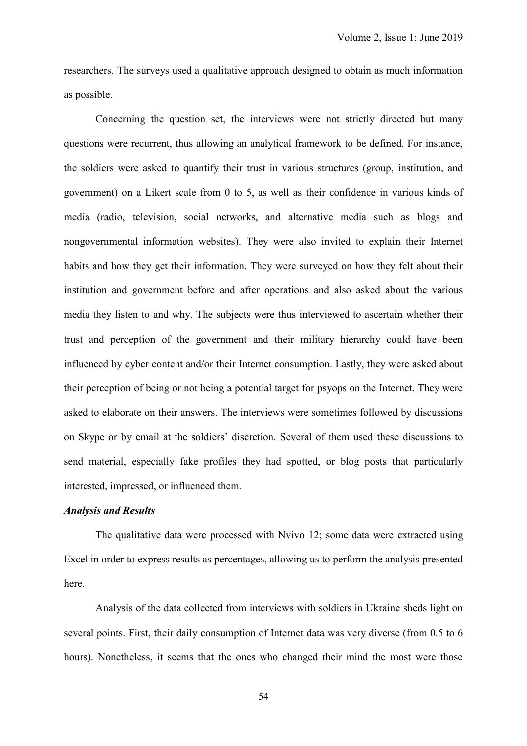researchers. The surveys used a qualitative approach designed to obtain as much information as possible.

Concerning the question set, the interviews were not strictly directed but many questions were recurrent, thus allowing an analytical framework to be defined. For instance, the soldiers were asked to quantify their trust in various structures (group, institution, and government) on a Likert scale from 0 to 5, as well as their confidence in various kinds of media (radio, television, social networks, and alternative media such as blogs and nongovernmental information websites). They were also invited to explain their Internet habits and how they get their information. They were surveyed on how they felt about their institution and government before and after operations and also asked about the various media they listen to and why. The subjects were thus interviewed to ascertain whether their trust and perception of the government and their military hierarchy could have been influenced by cyber content and/or their Internet consumption. Lastly, they were asked about their perception of being or not being a potential target for psyops on the Internet. They were asked to elaborate on their answers. The interviews were sometimes followed by discussions on Skype or by email at the soldiers' discretion. Several of them used these discussions to send material, especially fake profiles they had spotted, or blog posts that particularly interested, impressed, or influenced them.

***Analysis and Results***

The qualitative data were processed with Nvivo 12; some data were extracted using Excel in order to express results as percentages, allowing us to perform the analysis presented here.

Analysis of the data collected from interviews with soldiers in Ukraine sheds light on several points. First, their daily consumption of Internet data was very diverse (from 0.5 to 6 hours). Nonetheless, it seems that the ones who changed their mind the most were those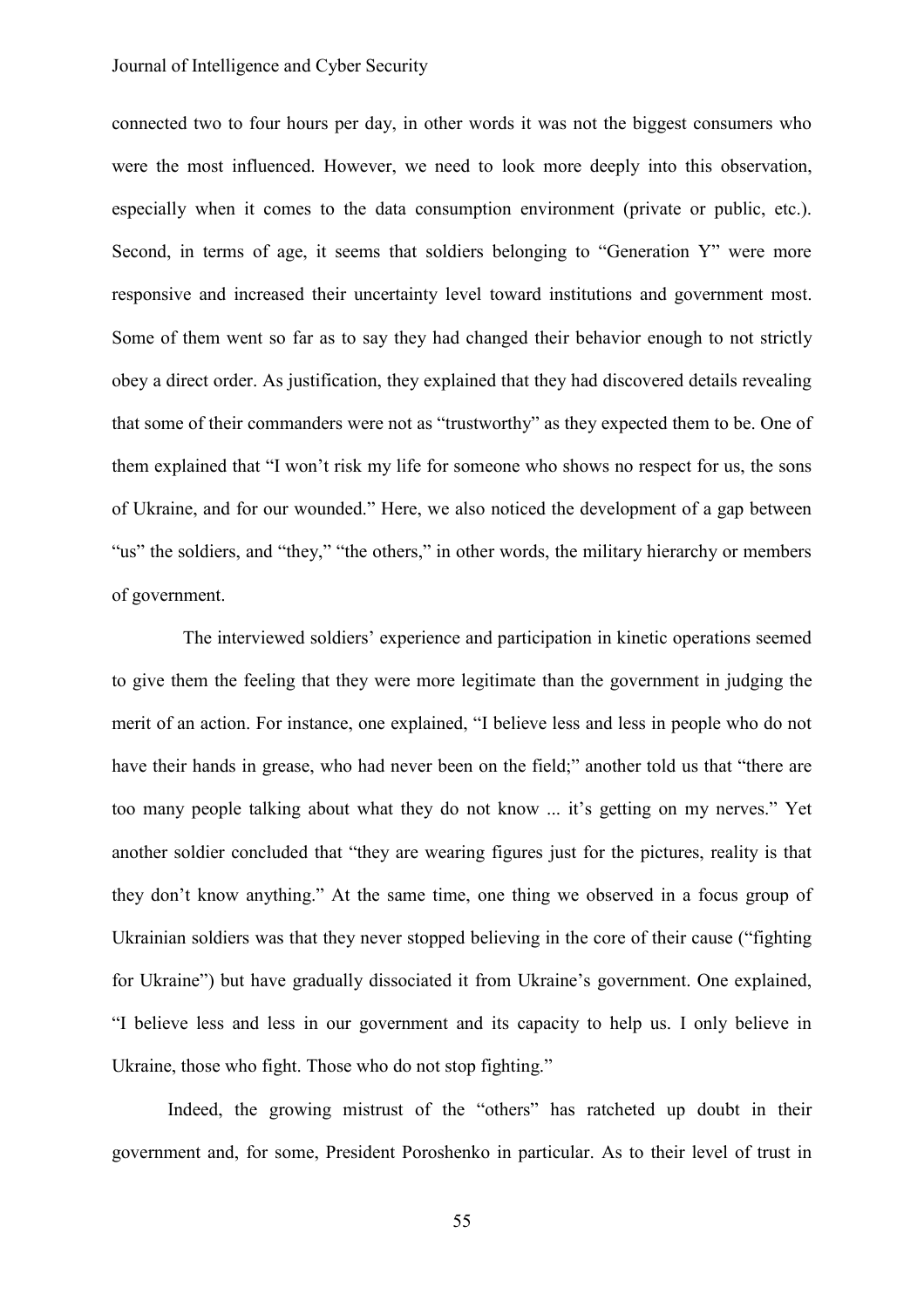connected two to four hours per day, in other words it was not the biggest consumers who were the most influenced. However, we need to look more deeply into this observation, especially when it comes to the data consumption environment (private or public, etc.). Second, in terms of age, it seems that soldiers belonging to "Generation Y" were more responsive and increased their uncertainty level toward institutions and government most. Some of them went so far as to say they had changed their behavior enough to not strictly obey a direct order. As justification, they explained that they had discovered details revealing that some of their commanders were not as "trustworthy" as they expected them to be. One of them explained that "I won't risk my life for someone who shows no respect for us, the sons of Ukraine, and for our wounded." Here, we also noticed the development of a gap between "us" the soldiers, and "they," "the others," in other words, the military hierarchy or members of government.

The interviewed soldiers' experience and participation in kinetic operations seemed to give them the feeling that they were more legitimate than the government in judging the merit of an action. For instance, one explained, "I believe less and less in people who do not have their hands in grease, who had never been on the field;" another told us that "there are too many people talking about what they do not know ... it's getting on my nerves." Yet another soldier concluded that "they are wearing figures just for the pictures, reality is that they don't know anything." At the same time, one thing we observed in a focus group of Ukrainian soldiers was that they never stopped believing in the core of their cause ("fighting for Ukraine") but have gradually dissociated it from Ukraine's government. One explained, "I believe less and less in our government and its capacity to help us. I only believe in Ukraine, those who fight. Those who do not stop fighting."

Indeed, the growing mistrust of the "others" has ratcheted up doubt in their government and, for some, President Poroshenko in particular. As to their level of trust in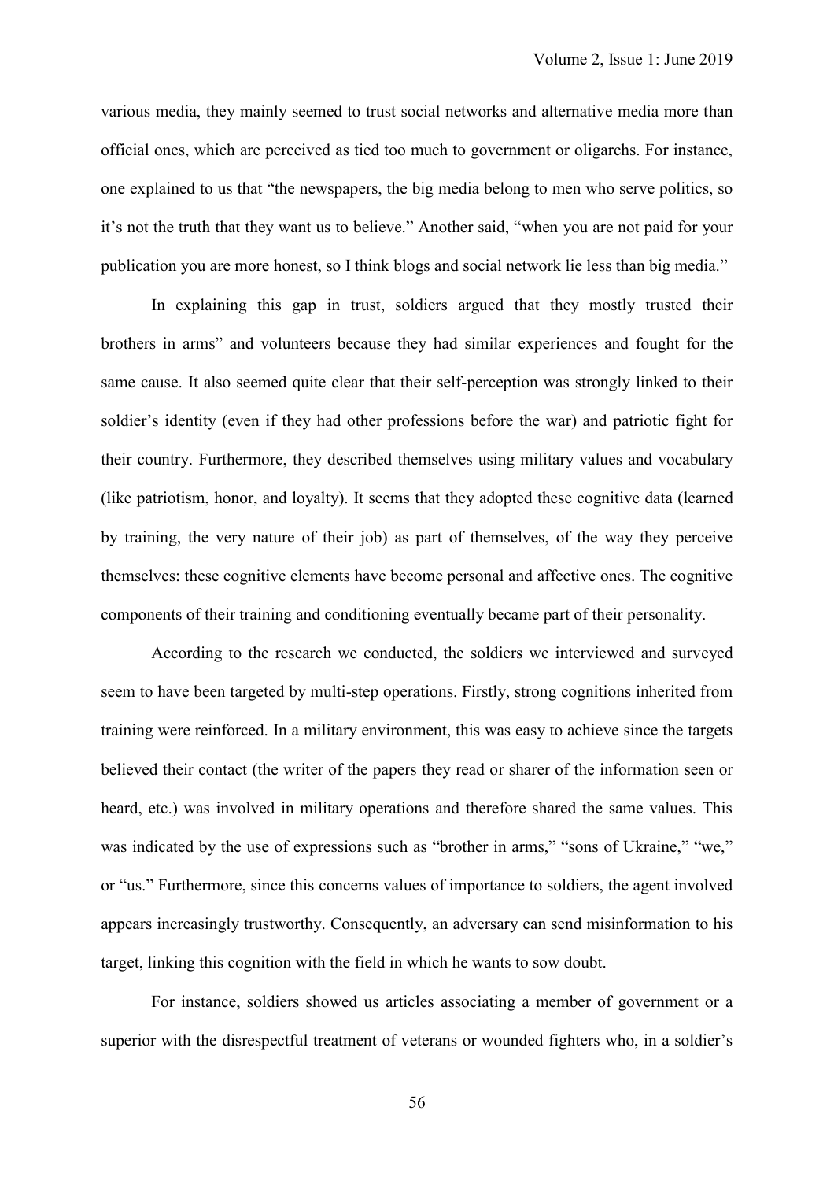various media, they mainly seemed to trust social networks and alternative media more than official ones, which are perceived as tied too much to government or oligarchs. For instance, one explained to us that "the newspapers, the big media belong to men who serve politics, so it's not the truth that they want us to believe." Another said, "when you are not paid for your publication you are more honest, so I think blogs and social network lie less than big media."

In explaining this gap in trust, soldiers argued that they mostly trusted their brothers in arms" and volunteers because they had similar experiences and fought for the same cause. It also seemed quite clear that their self-perception was strongly linked to their soldier's identity (even if they had other professions before the war) and patriotic fight for their country. Furthermore, they described themselves using military values and vocabulary (like patriotism, honor, and loyalty). It seems that they adopted these cognitive data (learned by training, the very nature of their job) as part of themselves, of the way they perceive themselves: these cognitive elements have become personal and affective ones. The cognitive components of their training and conditioning eventually became part of their personality.

According to the research we conducted, the soldiers we interviewed and surveyed seem to have been targeted by multi-step operations. Firstly, strong cognitions inherited from training were reinforced. In a military environment, this was easy to achieve since the targets believed their contact (the writer of the papers they read or sharer of the information seen or heard, etc.) was involved in military operations and therefore shared the same values. This was indicated by the use of expressions such as "brother in arms," "sons of Ukraine," "we," or "us." Furthermore, since this concerns values of importance to soldiers, the agent involved appears increasingly trustworthy. Consequently, an adversary can send misinformation to his target, linking this cognition with the field in which he wants to sow doubt.

For instance, soldiers showed us articles associating a member of government or a superior with the disrespectful treatment of veterans or wounded fighters who, in a soldier's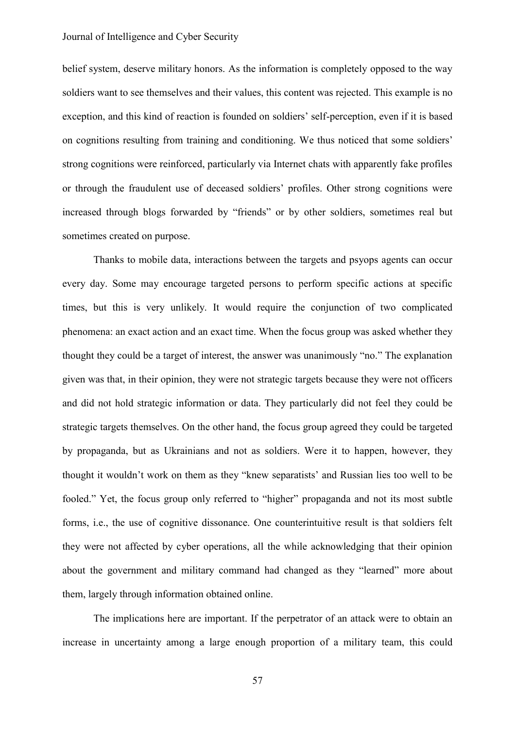belief system, deserve military honors. As the information is completely opposed to the way soldiers want to see themselves and their values, this content was rejected. This example is no exception, and this kind of reaction is founded on soldiers' self-perception, even if it is based on cognitions resulting from training and conditioning. We thus noticed that some soldiers' strong cognitions were reinforced, particularly via Internet chats with apparently fake profiles or through the fraudulent use of deceased soldiers' profiles. Other strong cognitions were increased through blogs forwarded by "friends" or by other soldiers, sometimes real but sometimes created on purpose.

Thanks to mobile data, interactions between the targets and psyops agents can occur every day. Some may encourage targeted persons to perform specific actions at specific times, but this is very unlikely. It would require the conjunction of two complicated phenomena: an exact action and an exact time. When the focus group was asked whether they thought they could be a target of interest, the answer was unanimously "no." The explanation given was that, in their opinion, they were not strategic targets because they were not officers and did not hold strategic information or data. They particularly did not feel they could be strategic targets themselves. On the other hand, the focus group agreed they could be targeted by propaganda, but as Ukrainians and not as soldiers. Were it to happen, however, they thought it wouldn't work on them as they "knew separatists' and Russian lies too well to be fooled." Yet, the focus group only referred to "higher" propaganda and not its most subtle forms, i.e., the use of cognitive dissonance. One counterintuitive result is that soldiers felt they were not affected by cyber operations, all the while acknowledging that their opinion about the government and military command had changed as they "learned" more about them, largely through information obtained online.

The implications here are important. If the perpetrator of an attack were to obtain an increase in uncertainty among a large enough proportion of a military team, this could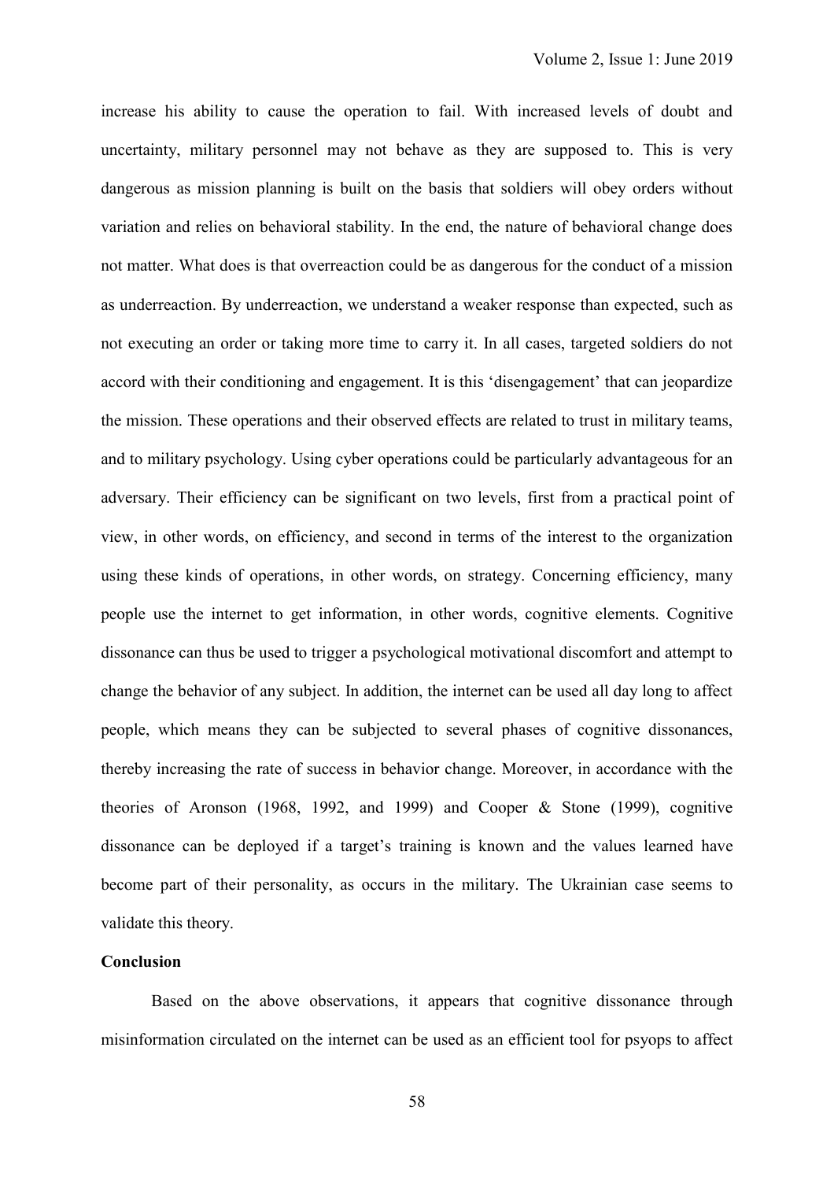increase his ability to cause the operation to fail. With increased levels of doubt and uncertainty, military personnel may not behave as they are supposed to. This is very dangerous as mission planning is built on the basis that soldiers will obey orders without variation and relies on behavioral stability. In the end, the nature of behavioral change does not matter. What does is that overreaction could be as dangerous for the conduct of a mission as underreaction. By underreaction, we understand a weaker response than expected, such as not executing an order or taking more time to carry it. In all cases, targeted soldiers do not accord with their conditioning and engagement. It is this 'disengagement' that can jeopardize the mission. These operations and their observed effects are related to trust in military teams, and to military psychology. Using cyber operations could be particularly advantageous for an adversary. Their efficiency can be significant on two levels, first from a practical point of view, in other words, on efficiency, and second in terms of the interest to the organization using these kinds of operations, in other words, on strategy. Concerning efficiency, many people use the internet to get information, in other words, cognitive elements. Cognitive dissonance can thus be used to trigger a psychological motivational discomfort and attempt to change the behavior of any subject. In addition, the internet can be used all day long to affect people, which means they can be subjected to several phases of cognitive dissonances, thereby increasing the rate of success in behavior change. Moreover, in accordance with the theories of Aronson (1968, 1992, and 1999) and Cooper & Stone (1999), cognitive dissonance can be deployed if a target's training is known and the values learned have become part of their personality, as occurs in the military. The Ukrainian case seems to validate this theory.

## Conclusion

Based on the above observations, it appears that cognitive dissonance through misinformation circulated on the internet can be used as an efficient tool for psyops to affect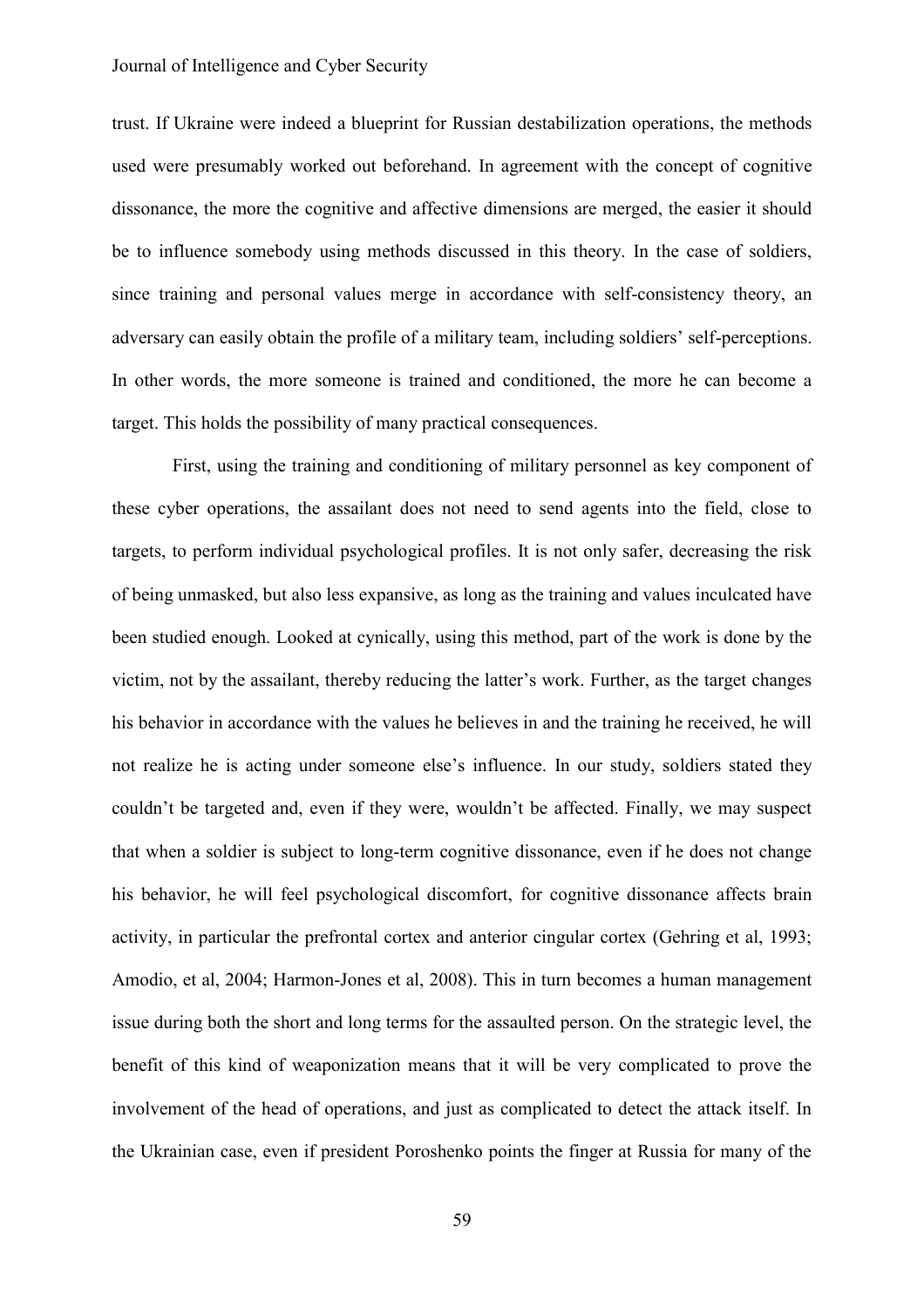trust. If Ukraine were indeed a blueprint for Russian destabilization operations, the methods used were presumably worked out beforehand. In agreement with the concept of cognitive dissonance, the more the cognitive and affective dimensions are merged, the easier it should be to influence somebody using methods discussed in this theory. In the case of soldiers, since training and personal values merge in accordance with self-consistency theory, an adversary can easily obtain the profile of a military team, including soldiers' self-perceptions. In other words, the more someone is trained and conditioned, the more he can become a target. This holds the possibility of many practical consequences.

First, using the training and conditioning of military personnel as key component of these cyber operations, the assailant does not need to send agents into the field, close to targets, to perform individual psychological profiles. It is not only safer, decreasing the risk of being unmasked, but also less expansive, as long as the training and values inculcated have been studied enough. Looked at cynically, using this method, part of the work is done by the victim, not by the assailant, thereby reducing the latter's work. Further, as the target changes his behavior in accordance with the values he believes in and the training he received, he will not realize he is acting under someone else's influence. In our study, soldiers stated they couldn't be targeted and, even if they were, wouldn't be affected. Finally, we may suspect that when a soldier is subject to long-term cognitive dissonance, even if he does not change his behavior, he will feel psychological discomfort, for cognitive dissonance affects brain activity, in particular the prefrontal cortex and anterior cingular cortex (Gehring et al, 1993; Amodio, et al, 2004; Harmon-Jones et al, 2008). This in turn becomes a human management issue during both the short and long terms for the assaulted person. On the strategic level, the benefit of this kind of weaponization means that it will be very complicated to prove the involvement of the head of operations, and just as complicated to detect the attack itself. In the Ukrainian case, even if president Poroshenko points the finger at Russia for many of the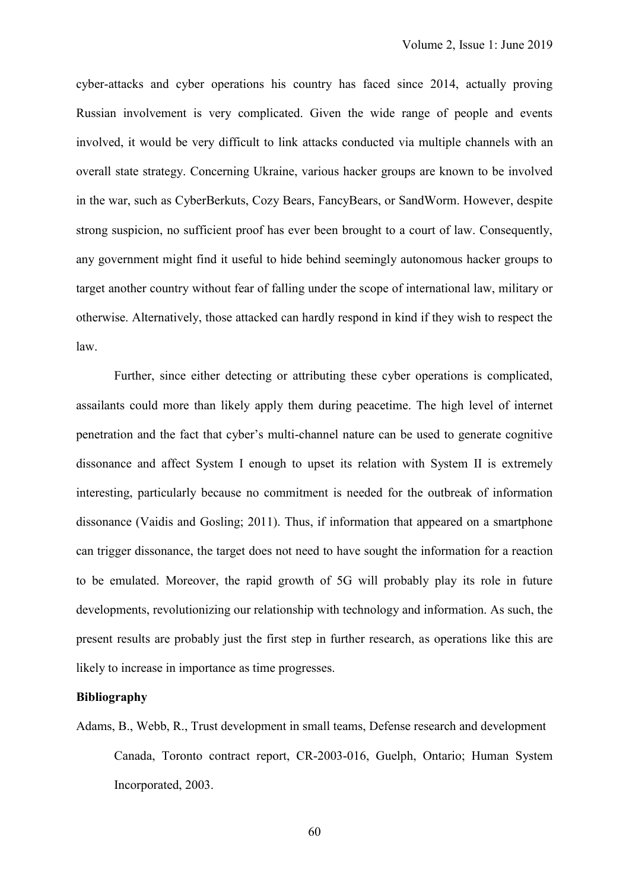cyber-attacks and cyber operations his country has faced since 2014, actually proving Russian involvement is very complicated. Given the wide range of people and events involved, it would be very difficult to link attacks conducted via multiple channels with an overall state strategy. Concerning Ukraine, various hacker groups are known to be involved in the war, such as CyberBerkuts, Cozy Bears, FancyBears, or SandWorm. However, despite strong suspicion, no sufficient proof has ever been brought to a court of law. Consequently, any government might find it useful to hide behind seemingly autonomous hacker groups to target another country without fear of falling under the scope of international law, military or otherwise. Alternatively, those attacked can hardly respond in kind if they wish to respect the law.

Further, since either detecting or attributing these cyber operations is complicated, assailants could more than likely apply them during peacetime. The high level of internet penetration and the fact that cyber's multi-channel nature can be used to generate cognitive dissonance and affect System I enough to upset its relation with System II is extremely interesting, particularly because no commitment is needed for the outbreak of information dissonance (Vaidis and Gosling; 2011). Thus, if information that appeared on a smartphone can trigger dissonance, the target does not need to have sought the information for a reaction to be emulated. Moreover, the rapid growth of 5G will probably play its role in future developments, revolutionizing our relationship with technology and information. As such, the present results are probably just the first step in further research, as operations like this are likely to increase in importance as time progresses.

**Bibliography**

Adams, B., Webb, R., Trust development in small teams, Defense research and development Canada, Toronto contract report, CR-2003-016, Guelph, Ontario; Human System Incorporated, 2003.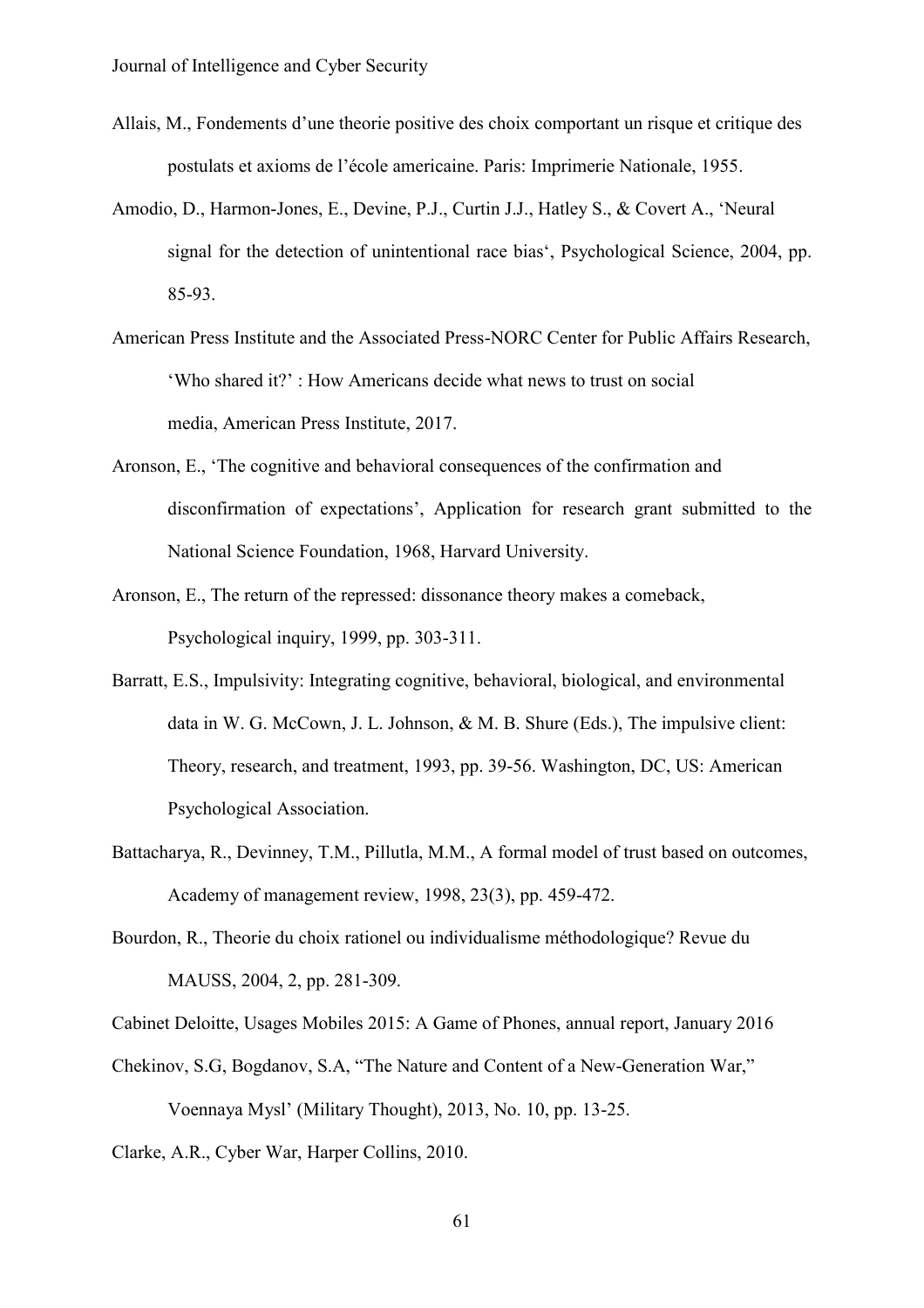Allais, M., Fondements d'une theorie positive des choix comportant un risque et critique des postulats et axioms de l'école americaine. Paris: Imprimerie Nationale, 1955.

Amodio, D., Harmon-Jones, E., Devine, P.J., Curtin J.J., Hatley S., & Covert A., 'Neural signal for the detection of unintentional race bias', Psychological Science, 2004, pp. 85-93.

American Press Institute and the Associated Press-NORC Center for Public Affairs Research, 'Who shared it?' : How Americans decide what news to trust on social media, American Press Institute, 2017.

Aronson, E., 'The cognitive and behavioral consequences of the confirmation and disconfirmation of expectations', Application for research grant submitted to the National Science Foundation, 1968, Harvard University.

Aronson, E., The return of the repressed: dissonance theory makes a comeback, Psychological inquiry, 1999, pp. 303-311.

Barratt, E.S., Impulsivity: Integrating cognitive, behavioral, biological, and environmental data in W. G. McCown, J. L. Johnson, & M. B. Shure (Eds.), The impulsive client: Theory, research, and treatment, 1993, pp. 39-56. Washington, DC, US: American Psychological Association.

Battacharya, R., Devinney, T.M., Pillutla, M.M., A formal model of trust based on outcomes, Academy of management review, 1998, 23(3), pp. 459-472.

Bourdon, R., Theorie du choix rationel ou individualisme méthodologique? Revue du MAUSS, 2004, 2, pp. 281-309.

Cabinet Deloitte, Usages Mobiles 2015: A Game of Phones, annual report, January 2016

Chekinov, S.G, Bogdanov, S.A, "The Nature and Content of a New-Generation War," Voennaya Mysl' (Military Thought), 2013, No. 10, pp. 13-25.

Clarke, A.R., Cyber War, Harper Collins, 2010.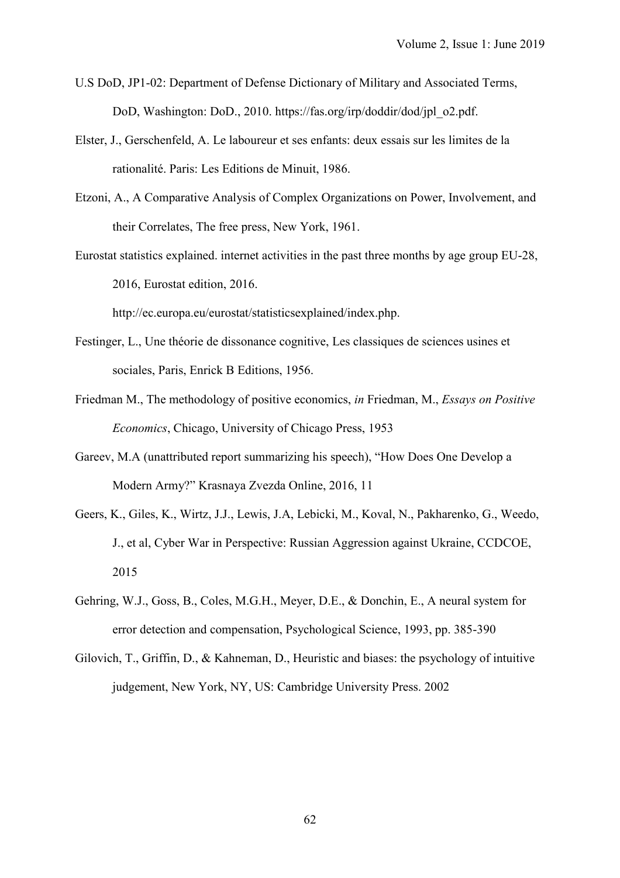U.S DoD, JP1-02: Department of Defense Dictionary of Military and Associated Terms, DoD, Washington: DoD., 2010. https://fas.org/irp/doddir/dod/jpl_o2.pdf.

Elster, J., Gerschenfeld, A. Le laboureur et ses enfants: deux essais sur les limites de la rationalité. Paris: Les Editions de Minuit, 1986.

Etzoni, A., A Comparative Analysis of Complex Organizations on Power, Involvement, and their Correlates, The free press, New York, 1961.

Eurostat statistics explained. internet activities in the past three months by age group EU-28, 2016, Eurostat edition, 2016. http://ec.europa.eu/eurostat/statisticsexplained/index.php.

Festinger, L., Une théorie de dissonance cognitive, Les classiques de sciences usines et sociales, Paris, Enrick B Editions, 1956.

Friedman M., The methodology of positive economics, *in* Friedman, M., *Essays on Positive Economics*, Chicago, University of Chicago Press, 1953

Gareev, M.A (unattributed report summarizing his speech), "How Does One Develop a Modern Army?" Krasnaya Zvezda Online, 2016, 11

Geers, K., Giles, K., Wirtz, J.J., Lewis, J.A, Lebicki, M., Koval, N., Pakharenko, G., Weedo, J., et al, Cyber War in Perspective: Russian Aggression against Ukraine, CCDCOE, 2015

Gehring, W.J., Goss, B., Coles, M.G.H., Meyer, D.E., & Donchin, E., A neural system for error detection and compensation, Psychological Science, 1993, pp. 385-390

Gilovich, T., Griffin, D., & Kahneman, D., Heuristic and biases: the psychology of intuitive judgement, New York, NY, US: Cambridge University Press. 2002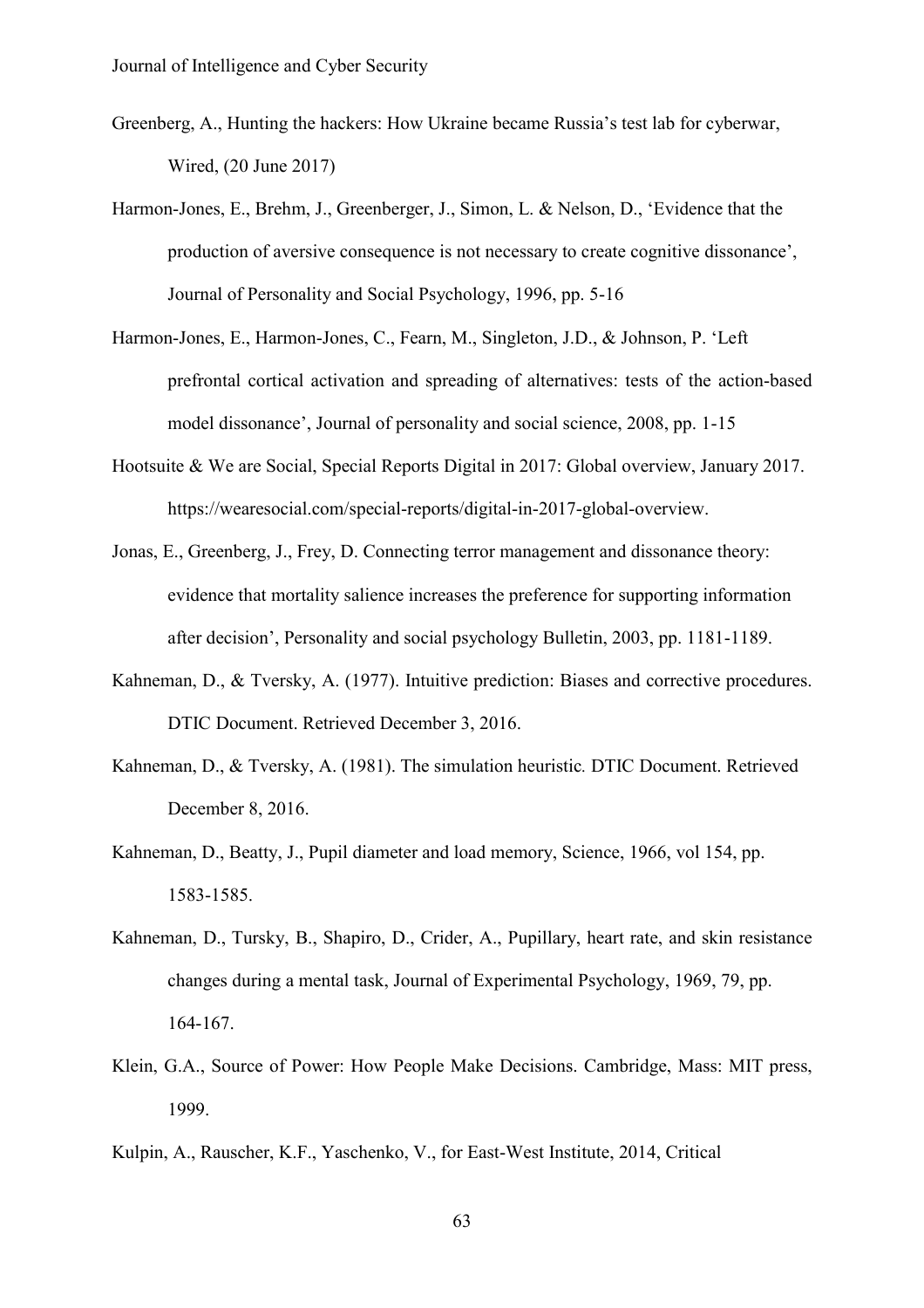Greenberg, A., Hunting the hackers: How Ukraine became Russia's test lab for cyberwar, Wired, (20 June 2017)

Harmon-Jones, E., Brehm, J., Greenberger, J., Simon, L. & Nelson, D., 'Evidence that the production of aversive consequence is not necessary to create cognitive dissonance', Journal of Personality and Social Psychology, 1996, pp. 5-16

Harmon-Jones, E., Harmon-Jones, C., Fearn, M., Singleton, J.D., & Johnson, P. 'Left prefrontal cortical activation and spreading of alternatives: tests of the action-based model dissonance', Journal of personality and social science, 2008, pp. 1-15

Hootsuite & We are Social, Special Reports Digital in 2017: Global overview, January 2017. https://wearesocial.com/special-reports/digital-in-2017-global-overview.

Jonas, E., Greenberg, J., Frey, D. Connecting terror management and dissonance theory: evidence that mortality salience increases the preference for supporting information after decision', Personality and social psychology Bulletin, 2003, pp. 1181-1189.

Kahneman, D., & Tversky, A. (1977). Intuitive prediction: Biases and corrective procedures. DTIC Document. Retrieved December 3, 2016.

Kahneman, D., & Tversky, A. (1981). The simulation heuristic*.* DTIC Document. Retrieved December 8, 2016.

Kahneman, D., Beatty, J., Pupil diameter and load memory, Science, 1966, vol 154, pp. 1583-1585.

Kahneman, D., Tursky, B., Shapiro, D., Crider, A., Pupillary, heart rate, and skin resistance changes during a mental task, Journal of Experimental Psychology, 1969, 79, pp. 164-167.

Klein, G.A., Source of Power: How People Make Decisions. Cambridge, Mass: MIT press, 1999.

Kulpin, A., Rauscher, K.F., Yaschenko, V., for East-West Institute, 2014, Critical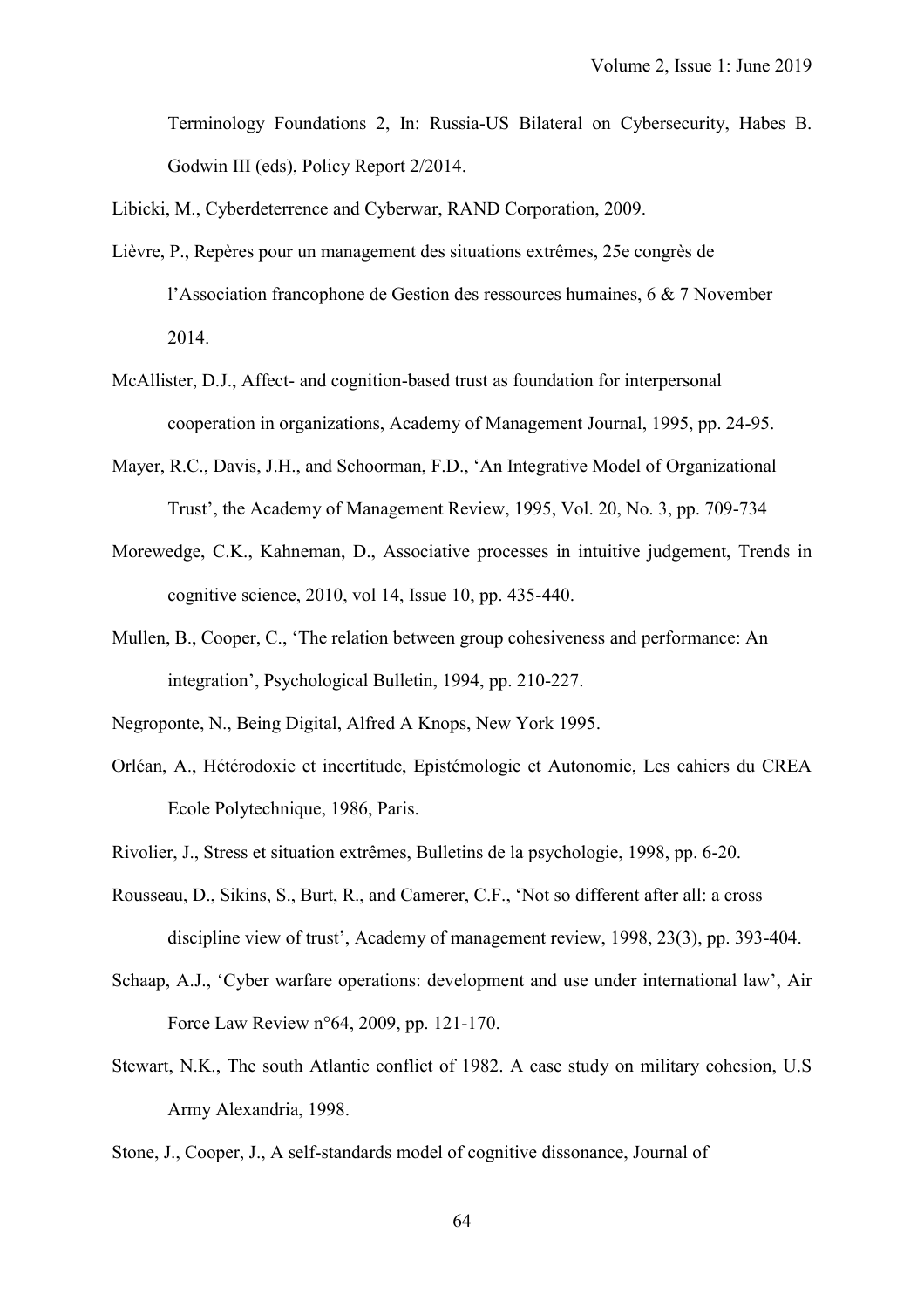Terminology Foundations 2, In: Russia-US Bilateral on Cybersecurity, Habes B. Godwin III (eds), Policy Report 2/2014.

Libicki, M., Cyberdeterrence and Cyberwar, RAND Corporation, 2009.

Lièvre, P., Repères pour un management des situations extrêmes, 25e congrès de l'Association francophone de Gestion des ressources humaines, 6 & 7 November 2014.

McAllister, D.J., Affect- and cognition-based trust as foundation for interpersonal cooperation in organizations, Academy of Management Journal, 1995, pp. 24-95.

Mayer, R.C., Davis, J.H., and Schoorman, F.D., 'An Integrative Model of Organizational Trust', the Academy of Management Review, 1995, Vol. 20, No. 3, pp. 709-734

Morewedge, C.K., Kahneman, D., Associative processes in intuitive judgement, Trends in cognitive science, 2010, vol 14, Issue 10, pp. 435-440.

Mullen, B., Cooper, C., 'The relation between group cohesiveness and performance: An integration', Psychological Bulletin, 1994, pp. 210-227.

Negroponte, N., Being Digital, Alfred A Knops, New York 1995.

Orléan, A., Hétérodoxie et incertitude, Epistémologie et Autonomie, Les cahiers du CREA Ecole Polytechnique, 1986, Paris.

Rivolier, J., Stress et situation extrêmes, Bulletins de la psychologie, 1998, pp. 6-20.

Rousseau, D., Sikins, S., Burt, R., and Camerer, C.F., 'Not so different after all: a cross discipline view of trust', Academy of management review, 1998, 23(3), pp. 393-404.

Schaap, A.J., 'Cyber warfare operations: development and use under international law', Air Force Law Review n°64, 2009, pp. 121-170.

Stewart, N.K., The south Atlantic conflict of 1982. A case study on military cohesion, U.S Army Alexandria, 1998.

Stone, J., Cooper, J., A self-standards model of cognitive dissonance, Journal of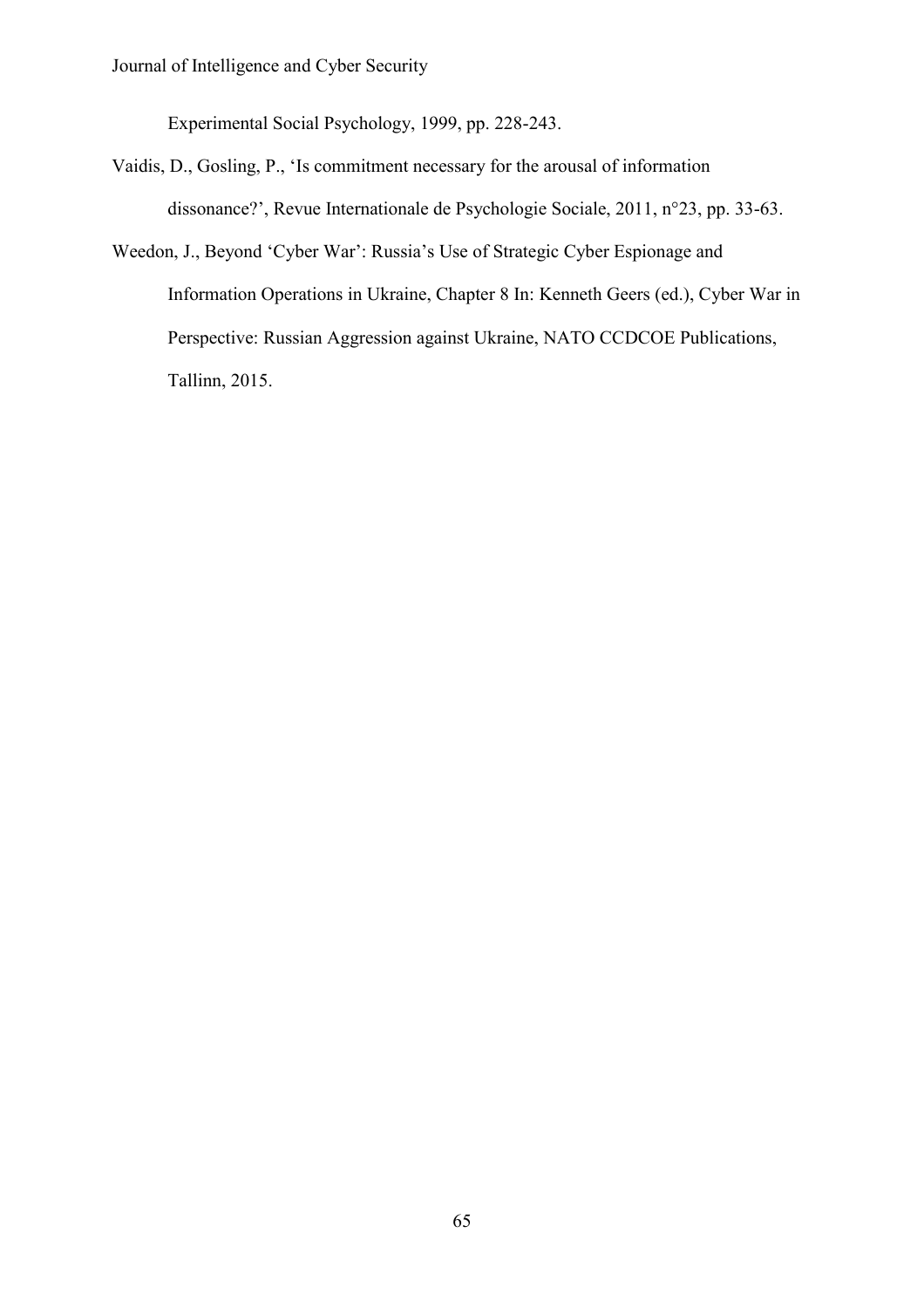Experimental Social Psychology, 1999, pp. 228-243.

Vaidis, D., Gosling, P., 'Is commitment necessary for the arousal of information dissonance?', Revue Internationale de Psychologie Sociale, 2011, n°23, pp. 33-63.

Weedon, J., Beyond 'Cyber War': Russia's Use of Strategic Cyber Espionage and Information Operations in Ukraine, Chapter 8 In: Kenneth Geers (ed.), Cyber War in Perspective: Russian Aggression against Ukraine, NATO CCDCOE Publications, Tallinn, 2015.